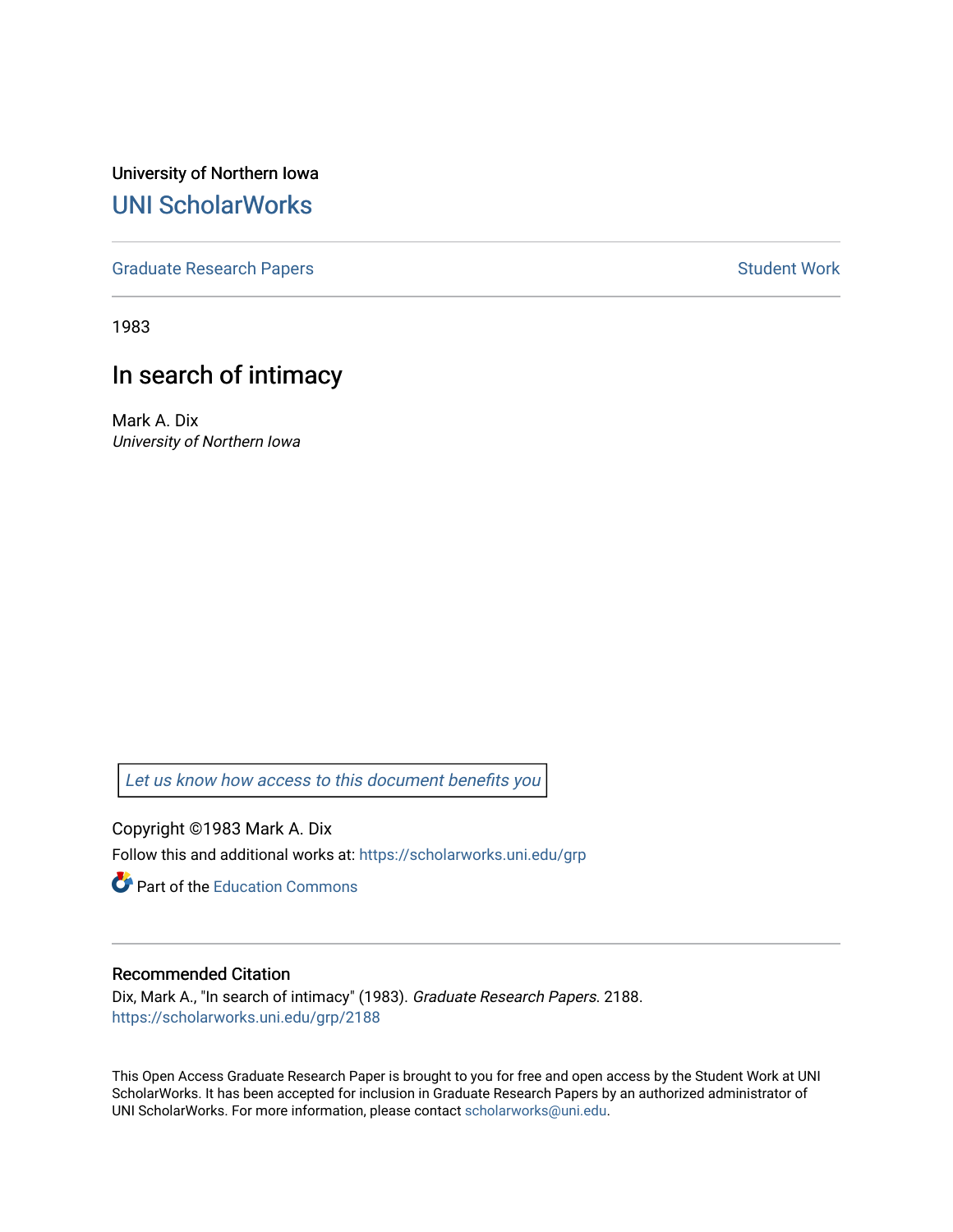University of Northern Iowa

# UNI ScholarWorks

Graduate Research Papers | Student Work

1983

## In search of intimacy

Mark A. Dix

*University of Northern Iowa*

*Let us know how access to this document benefits you*

Copyright ©1983 Mark A. Dix

Follow this and additional works at: https://scholarworks.uni.edu/grp

Part of the Education Commons

### Recommended Citation

Dix, Mark A., "In search of intimacy" (1983). *Graduate Research Papers*. 2188.
https://scholarworks.uni.edu/grp/2188

This Open Access Graduate Research Paper is brought to you for free and open access by the Student Work at UNI ScholarWorks. It has been accepted for inclusion in Graduate Research Papers by an authorized administrator of UNI ScholarWorks. For more information, please contact scholarworks@uni.edu.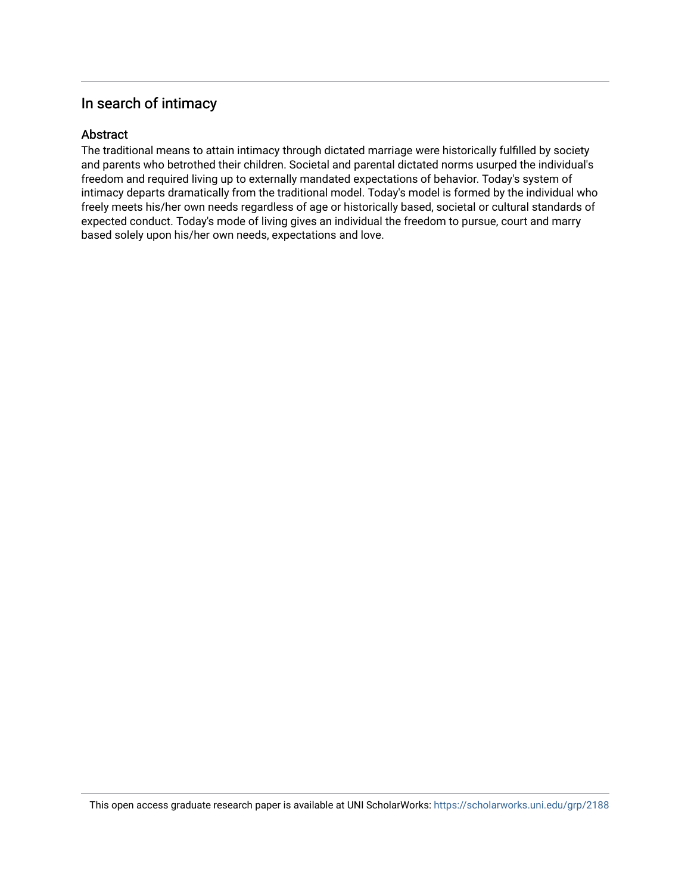## In search of intimacy

### Abstract

The traditional means to attain intimacy through dictated marriage were historically fulfilled by society and parents who betrothed their children. Societal and parental dictated norms usurped the individual's freedom and required living up to externally mandated expectations of behavior. Today's system of intimacy departs dramatically from the traditional model. Today's model is formed by the individual who freely meets his/her own needs regardless of age or historically based, societal or cultural standards of expected conduct. Today's mode of living gives an individual the freedom to pursue, court and marry based solely upon his/her own needs, expectations and love.

This open access graduate research paper is available at UNI ScholarWorks: https://scholarworks.uni.edu/grp/2188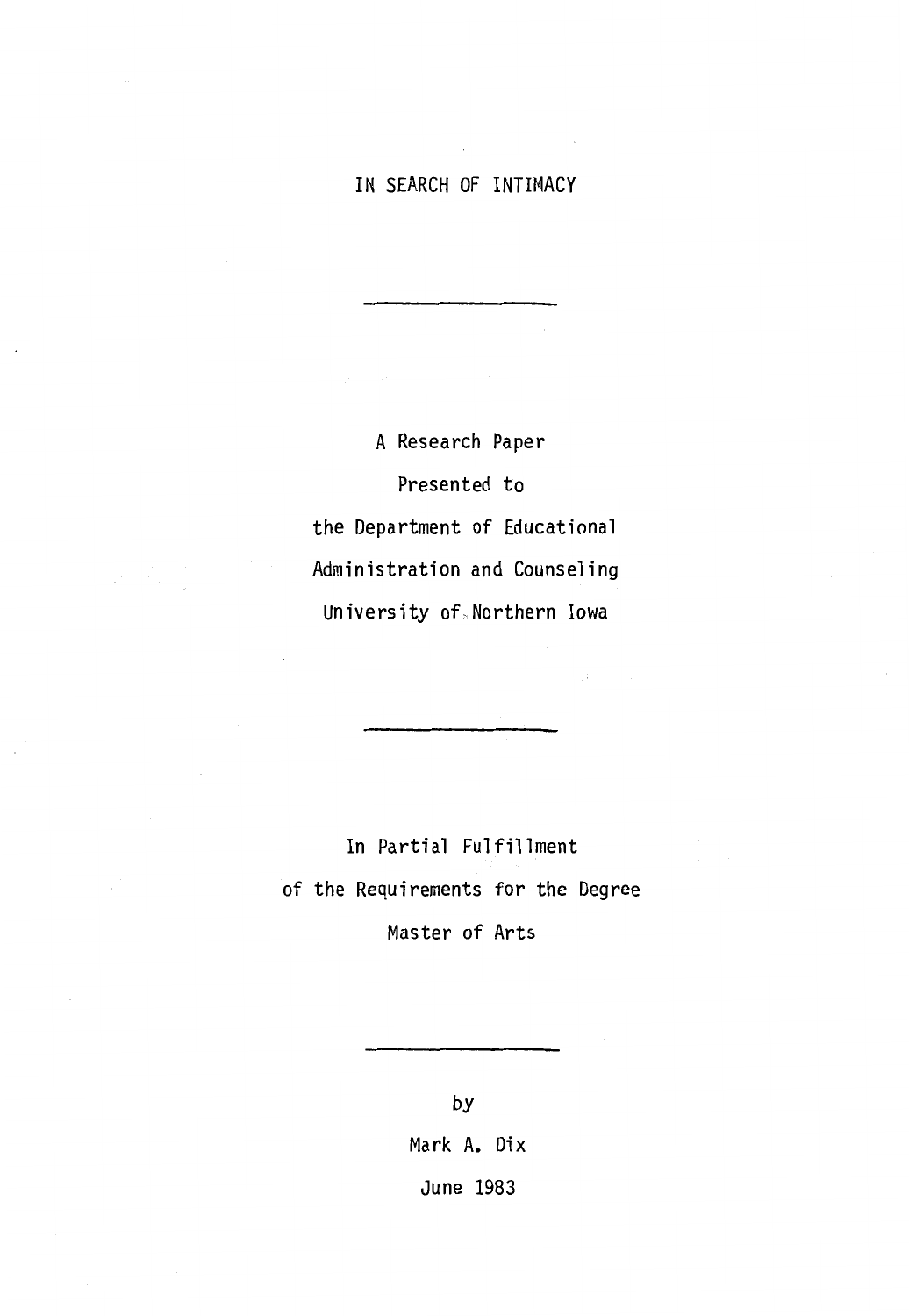# IN SEARCH OF INTIMACY

---

A Research Paper

Presented to

the Department of Educational

Administration and Counseling

University of Northern Iowa

---

In Partial Fulfillment

of the Requirements for the Degree

Master of Arts

---

by

Mark A. Dix

June 1983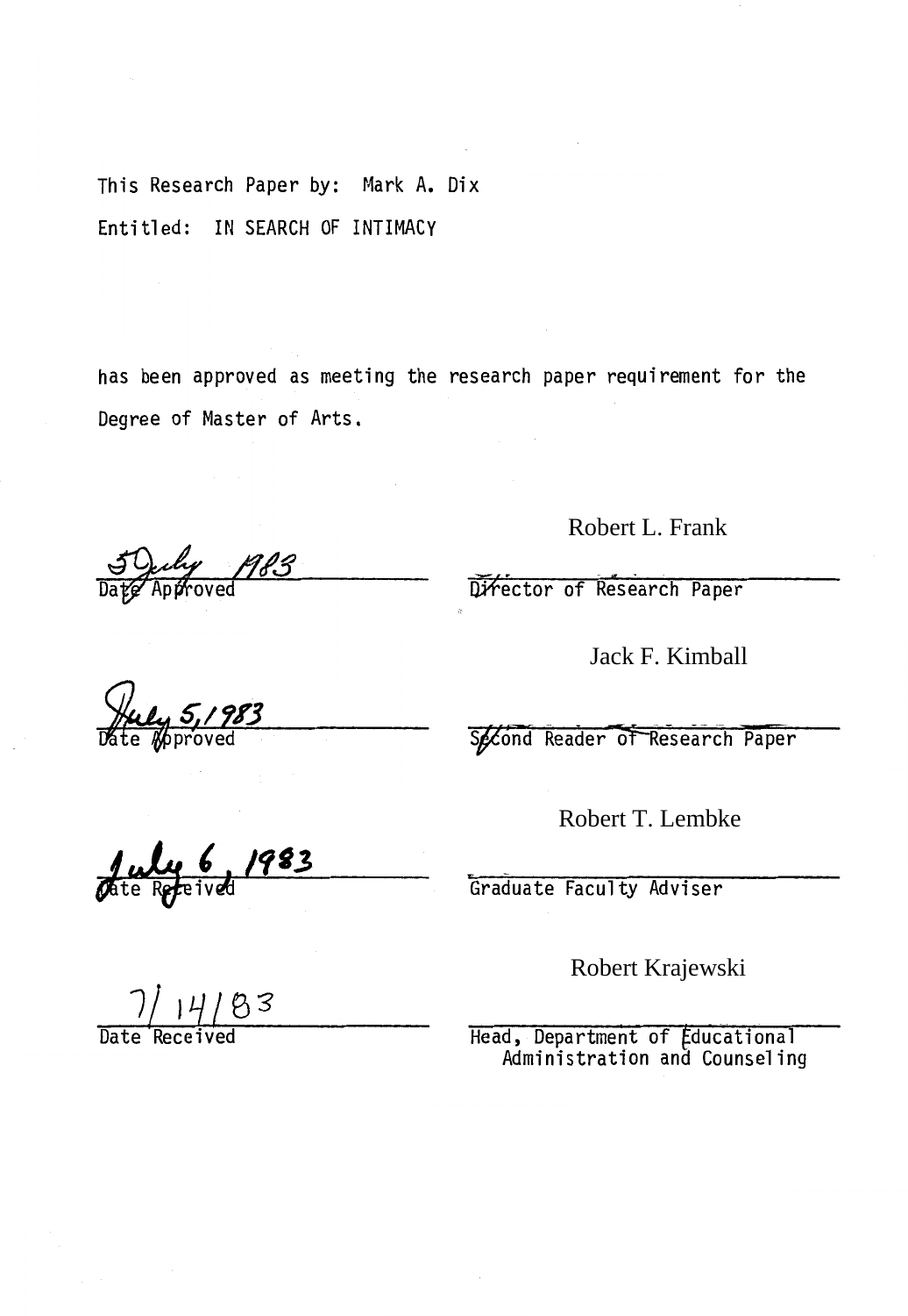This Research Paper by: Mark A. Dix

Entitled: IN SEARCH OF INTIMACY

has been approved as meeting the research paper requirement for the Degree of Master of Arts.

| | |
|---|---|
| 5 July 1983 | Robert L. Frank |
| Date Approved | Director of Research Paper |
| July 5, 1983 | Jack F. Kimball |
| Date Approved | Second Reader of Research Paper |
| July 6, 1983 | Robert T. Lembke |
| Date Received | Graduate Faculty Adviser |
| 7/14/83 | Robert Krajewski |
| Date Received | Head, Department of Educational Administration and Counseling |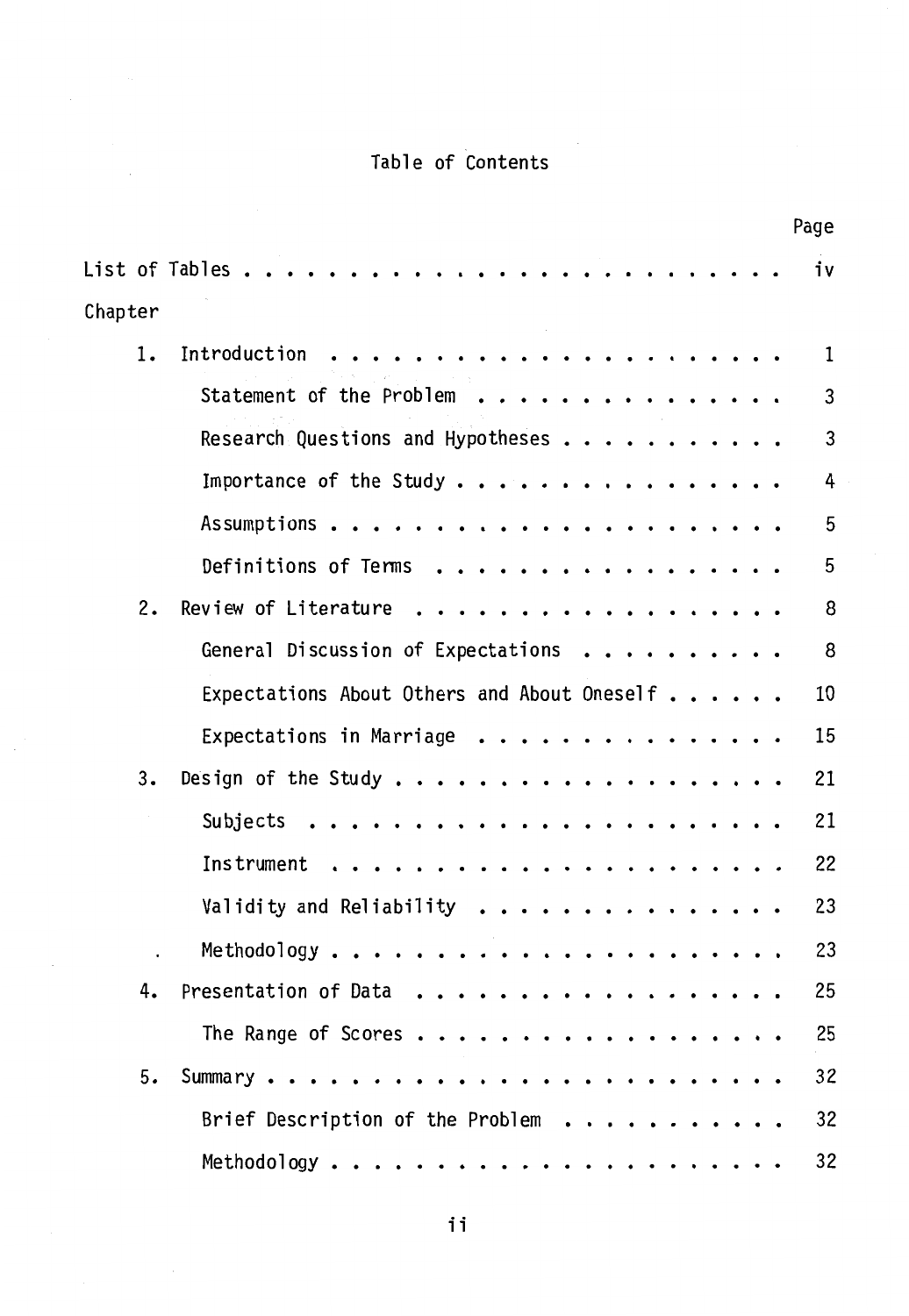# Table of Contents

| | Page |
|---|---|
| List of Tables | iv |
| Chapter | |
| 1. Introduction | 1 |
| Statement of the Problem | 3 |
| Research Questions and Hypotheses | 3 |
| Importance of the Study | 4 |
| Assumptions | 5 |
| Definitions of Terms | 5 |
| 2. Review of Literature | 8 |
| General Discussion of Expectations | 8 |
| Expectations About Others and About Oneself | 10 |
| Expectations in Marriage | 15 |
| 3. Design of the Study | 21 |
| Subjects | 21 |
| Instrument | 22 |
| Validity and Reliability | 23 |
| Methodology | 23 |
| 4. Presentation of Data | 25 |
| The Range of Scores | 25 |
| 5. Summary | 32 |
| Brief Description of the Problem | 32 |
| Methodology | 32 |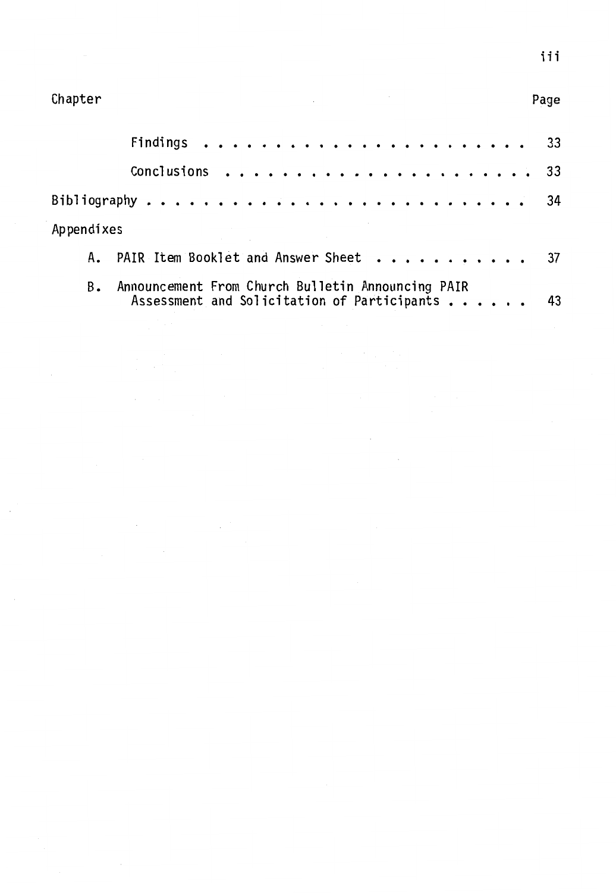| Chapter | Page |
|---|---|
| Findings | 33 |
| Conclusions | 33 |
| Bibliography | 34 |
| Appendixes | |
| A. PAIR Item Booklet and Answer Sheet | 37 |
| B. Announcement From Church Bulletin Announcing PAIR Assessment and Solicitation of Participants | 43 |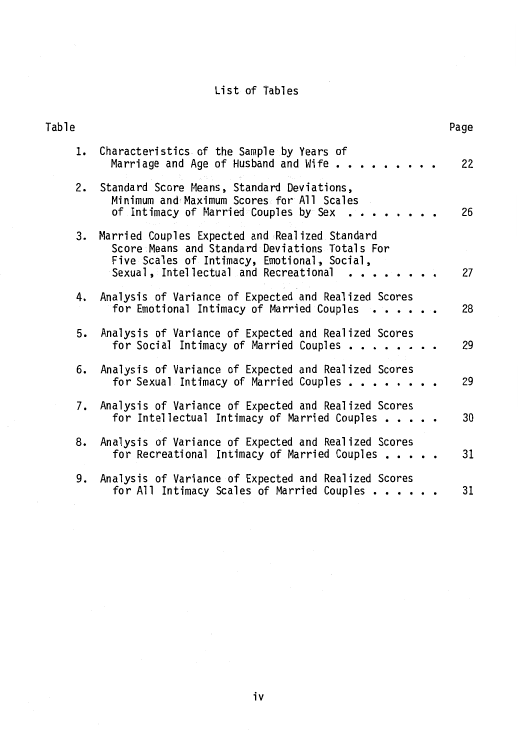# List of Tables

| Table | | Page |
|---|---|---|
| 1. | Characteristics of the Sample by Years of Marriage and Age of Husband and Wife | 22 |
| 2. | Standard Score Means, Standard Deviations, Minimum and Maximum Scores for All Scales of Intimacy of Married Couples by Sex | 26 |
| 3. | Married Couples Expected and Realized Standard Score Means and Standard Deviations Totals For Five Scales of Intimacy, Emotional, Social, Sexual, Intellectual and Recreational | 27 |
| 4. | Analysis of Variance of Expected and Realized Scores for Emotional Intimacy of Married Couples | 28 |
| 5. | Analysis of Variance of Expected and Realized Scores for Social Intimacy of Married Couples | 29 |
| 6. | Analysis of Variance of Expected and Realized Scores for Sexual Intimacy of Married Couples | 29 |
| 7. | Analysis of Variance of Expected and Realized Scores for Intellectual Intimacy of Married Couples | 30 |
| 8. | Analysis of Variance of Expected and Realized Scores for Recreational Intimacy of Married Couples | 31 |
| 9. | Analysis of Variance of Expected and Realized Scores for All Intimacy Scales of Married Couples | 31 |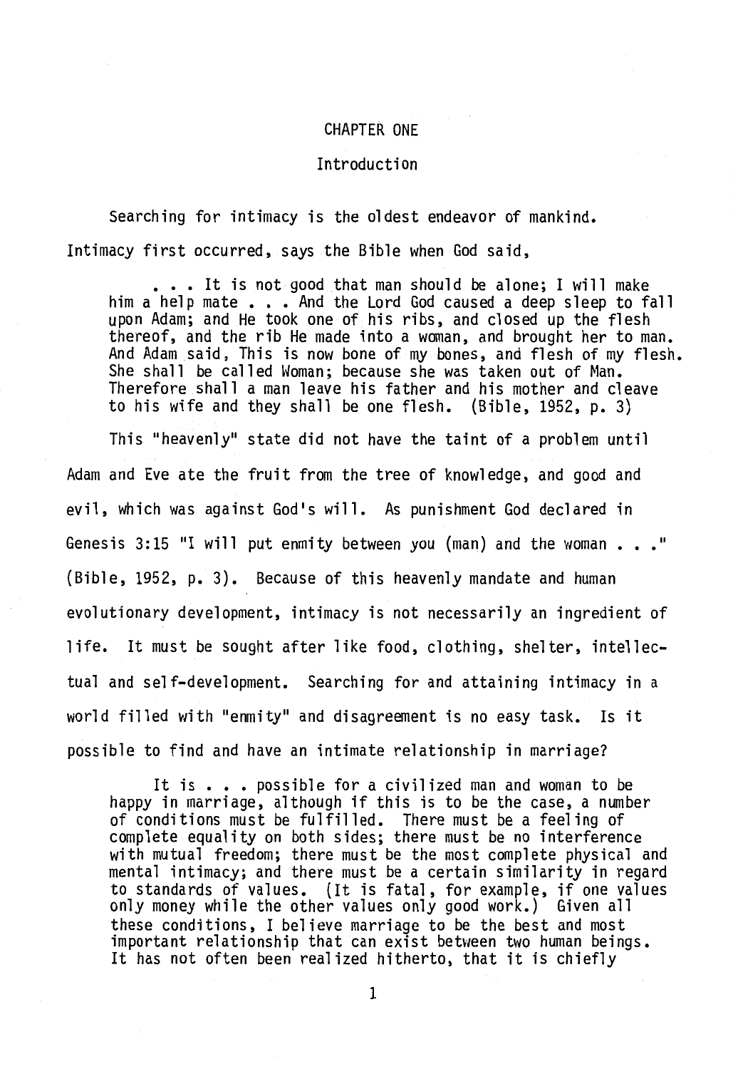# CHAPTER ONE

## Introduction

Searching for intimacy is the oldest endeavor of mankind. Intimacy first occurred, says the Bible when God said,

> . . . It is not good that man should be alone; I will make him a help mate . . . And the Lord God caused a deep sleep to fall upon Adam; and He took one of his ribs, and closed up the flesh thereof, and the rib He made into a woman, and brought her to man. And Adam said, This is now bone of my bones, and flesh of my flesh. She shall be called Woman; because she was taken out of Man. Therefore shall a man leave his father and his mother and cleave to his wife and they shall be one flesh. (Bible, 1952, p. 3)

This "heavenly" state did not have the taint of a problem until Adam and Eve ate the fruit from the tree of knowledge, and good and evil, which was against God's will. As punishment God declared in Genesis 3:15 "I will put enmity between you (man) and the woman . . ." (Bible, 1952, p. 3). Because of this heavenly mandate and human evolutionary development, intimacy is not necessarily an ingredient of life. It must be sought after like food, clothing, shelter, intellectual and self-development. Searching for and attaining intimacy in a world filled with "enmity" and disagreement is no easy task. Is it possible to find and have an intimate relationship in marriage?

> It is . . . possible for a civilized man and woman to be happy in marriage, although if this is to be the case, a number of conditions must be fulfilled. There must be a feeling of complete equality on both sides; there must be no interference with mutual freedom; there must be the most complete physical and mental intimacy; and there must be a certain similarity in regard to standards of values. (It is fatal, for example, if one values only money while the other values only good work.) Given all these conditions, I believe marriage to be the best and most important relationship that can exist between two human beings. It has not often been realized hitherto, that it is chiefly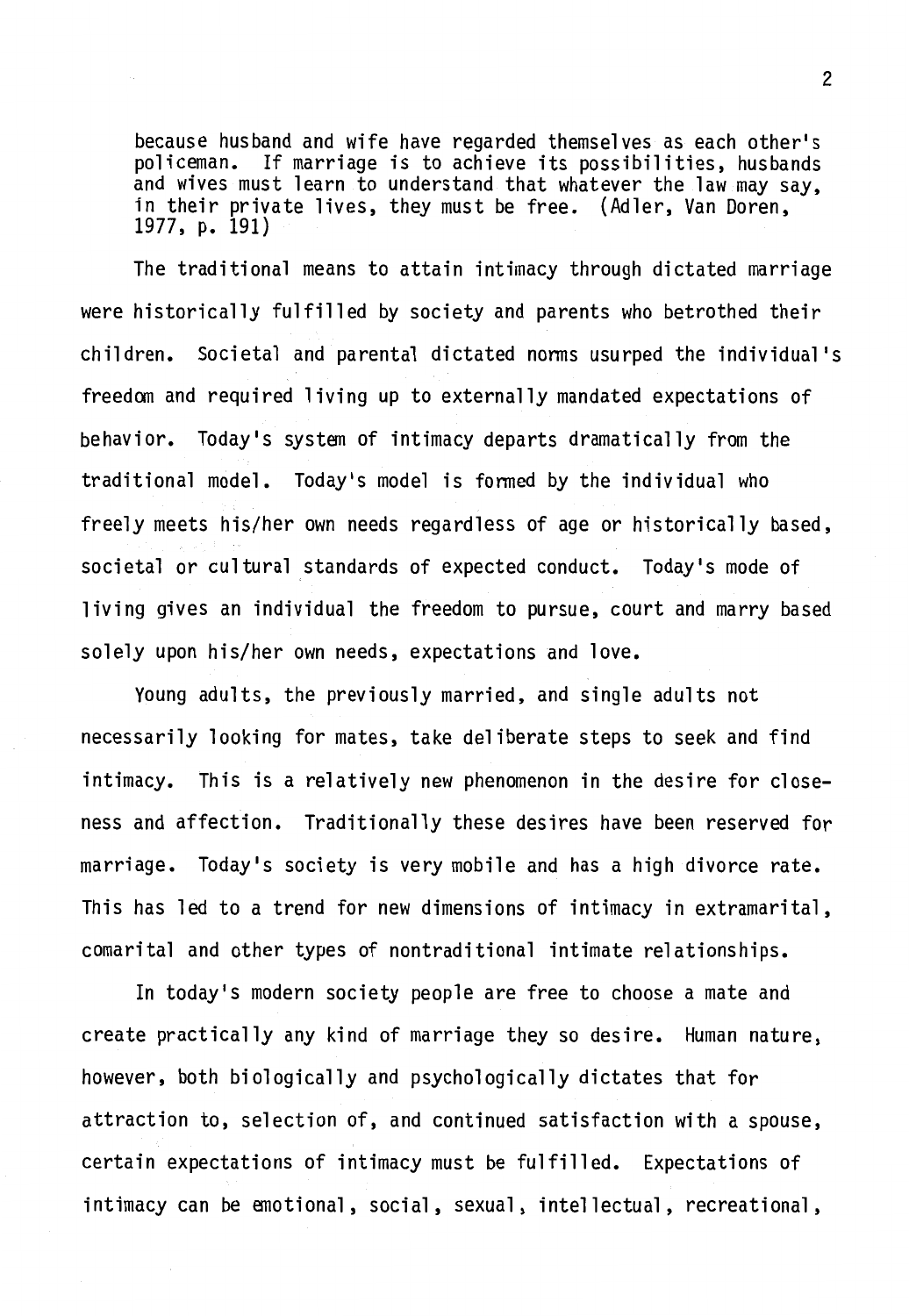> because husband and wife have regarded themselves as each other's policeman. If marriage is to achieve its possibilities, husbands and wives must learn to understand that whatever the law may say, in their private lives, they must be free. (Adler, Van Doren, 1977, p. 191)

The traditional means to attain intimacy through dictated marriage were historically fulfilled by society and parents who betrothed their children. Societal and parental dictated norms usurped the individual's freedom and required living up to externally mandated expectations of behavior. Today's system of intimacy departs dramatically from the traditional model. Today's model is formed by the individual who freely meets his/her own needs regardless of age or historically based, societal or cultural standards of expected conduct. Today's mode of living gives an individual the freedom to pursue, court and marry based solely upon his/her own needs, expectations and love.

Young adults, the previously married, and single adults not necessarily looking for mates, take deliberate steps to seek and find intimacy. This is a relatively new phenomenon in the desire for closeness and affection. Traditionally these desires have been reserved for marriage. Today's society is very mobile and has a high divorce rate. This has led to a trend for new dimensions of intimacy in extramarital, comarital and other types of nontraditional intimate relationships.

In today's modern society people are free to choose a mate and create practically any kind of marriage they so desire. Human nature, however, both biologically and psychologically dictates that for attraction to, selection of, and continued satisfaction with a spouse, certain expectations of intimacy must be fulfilled. Expectations of intimacy can be emotional, social, sexual, intellectual, recreational,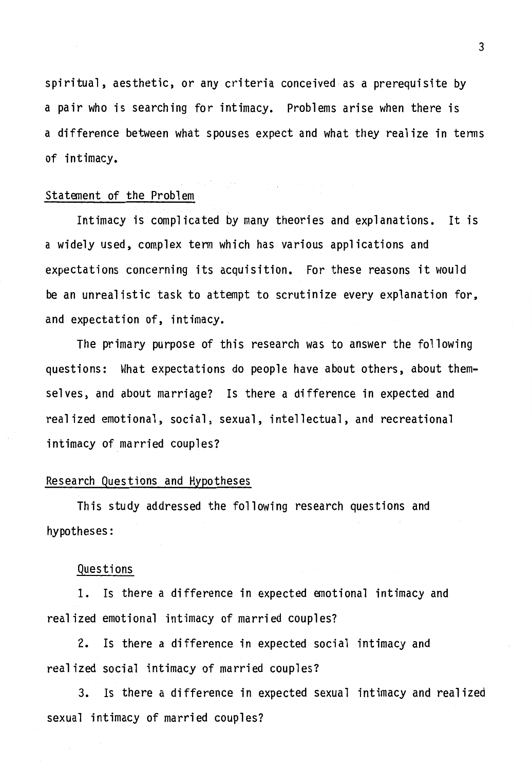spiritual, aesthetic, or any criteria conceived as a prerequisite by a pair who is searching for intimacy. Problems arise when there is a difference between what spouses expect and what they realize in terms of intimacy.

## Statement of the Problem

Intimacy is complicated by many theories and explanations. It is a widely used, complex term which has various applications and expectations concerning its acquisition. For these reasons it would be an unrealistic task to attempt to scrutinize every explanation for, and expectation of, intimacy.

The primary purpose of this research was to answer the following questions: What expectations do people have about others, about themselves, and about marriage? Is there a difference in expected and realized emotional, social, sexual, intellectual, and recreational intimacy of married couples?

## Research Questions and Hypotheses

This study addressed the following research questions and hypotheses:

### Questions

1. Is there a difference in expected emotional intimacy and realized emotional intimacy of married couples?

2. Is there a difference in expected social intimacy and realized social intimacy of married couples?

3. Is there a difference in expected sexual intimacy and realized sexual intimacy of married couples?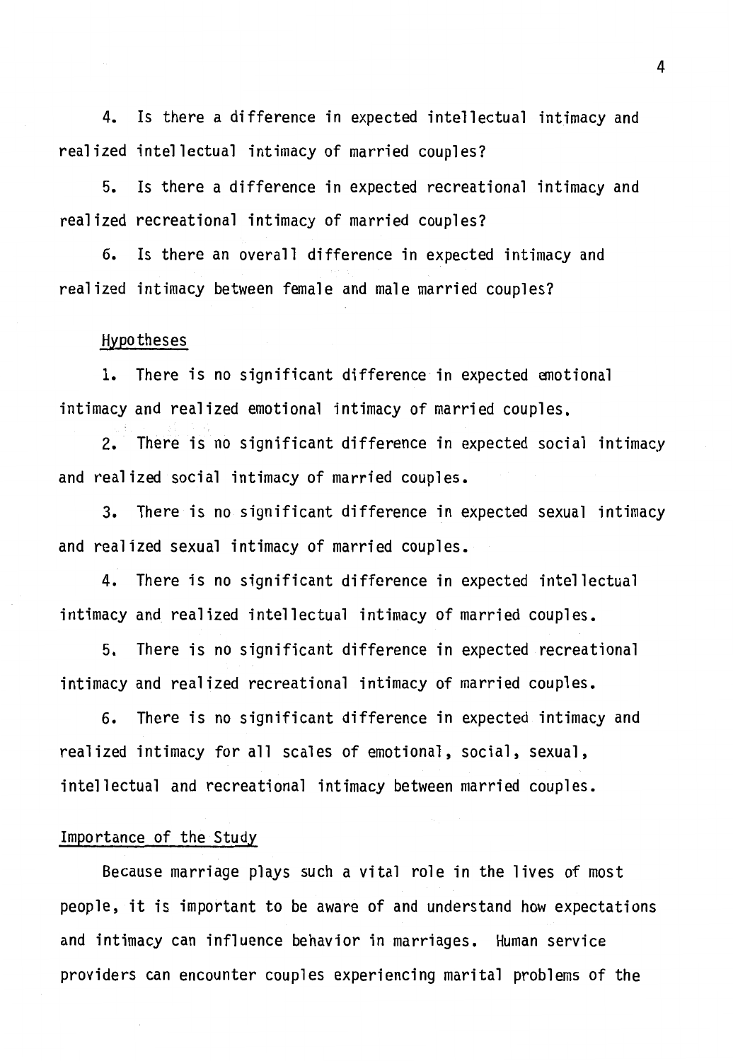4. Is there a difference in expected intellectual intimacy and realized intellectual intimacy of married couples?

5. Is there a difference in expected recreational intimacy and realized recreational intimacy of married couples?

6. Is there an overall difference in expected intimacy and realized intimacy between female and male married couples?

## Hypotheses

1. There is no significant difference in expected emotional intimacy and realized emotional intimacy of married couples.

2. There is no significant difference in expected social intimacy and realized social intimacy of married couples.

3. There is no significant difference in expected sexual intimacy and realized sexual intimacy of married couples.

4. There is no significant difference in expected intellectual intimacy and realized intellectual intimacy of married couples.

5. There is no significant difference in expected recreational intimacy and realized recreational intimacy of married couples.

6. There is no significant difference in expected intimacy and realized intimacy for all scales of emotional, social, sexual, intellectual and recreational intimacy between married couples.

## Importance of the Study

Because marriage plays such a vital role in the lives of most people, it is important to be aware of and understand how expectations and intimacy can influence behavior in marriages. Human service providers can encounter couples experiencing marital problems of the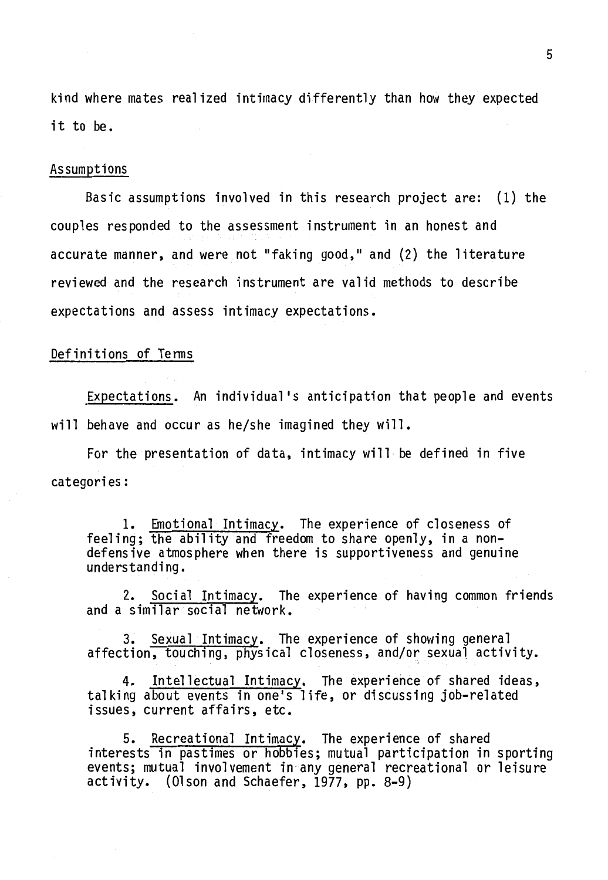kind where mates realized intimacy differently than how they expected it to be.

## Assumptions

Basic assumptions involved in this research project are: (1) the couples responded to the assessment instrument in an honest and accurate manner, and were not "faking good," and (2) the literature reviewed and the research instrument are valid methods to describe expectations and assess intimacy expectations.

## Definitions of Terms

Expectations. An individual's anticipation that people and events will behave and occur as he/she imagined they will.

For the presentation of data, intimacy will be defined in five categories:

> 1. Emotional Intimacy. The experience of closeness of feeling; the ability and freedom to share openly, in a non-defensive atmosphere when there is supportiveness and genuine understanding.
>
> 2. Social Intimacy. The experience of having common friends and a similar social network.
>
> 3. Sexual Intimacy. The experience of showing general affection, touching, physical closeness, and/or sexual activity.
>
> 4. Intellectual Intimacy. The experience of shared ideas, talking about events in one's life, or discussing job-related issues, current affairs, etc.
>
> 5. Recreational Intimacy. The experience of shared interests in pastimes or hobbies; mutual participation in sporting events; mutual involvement in any general recreational or leisure activity. (Olson and Schaefer, 1977, pp. 8-9)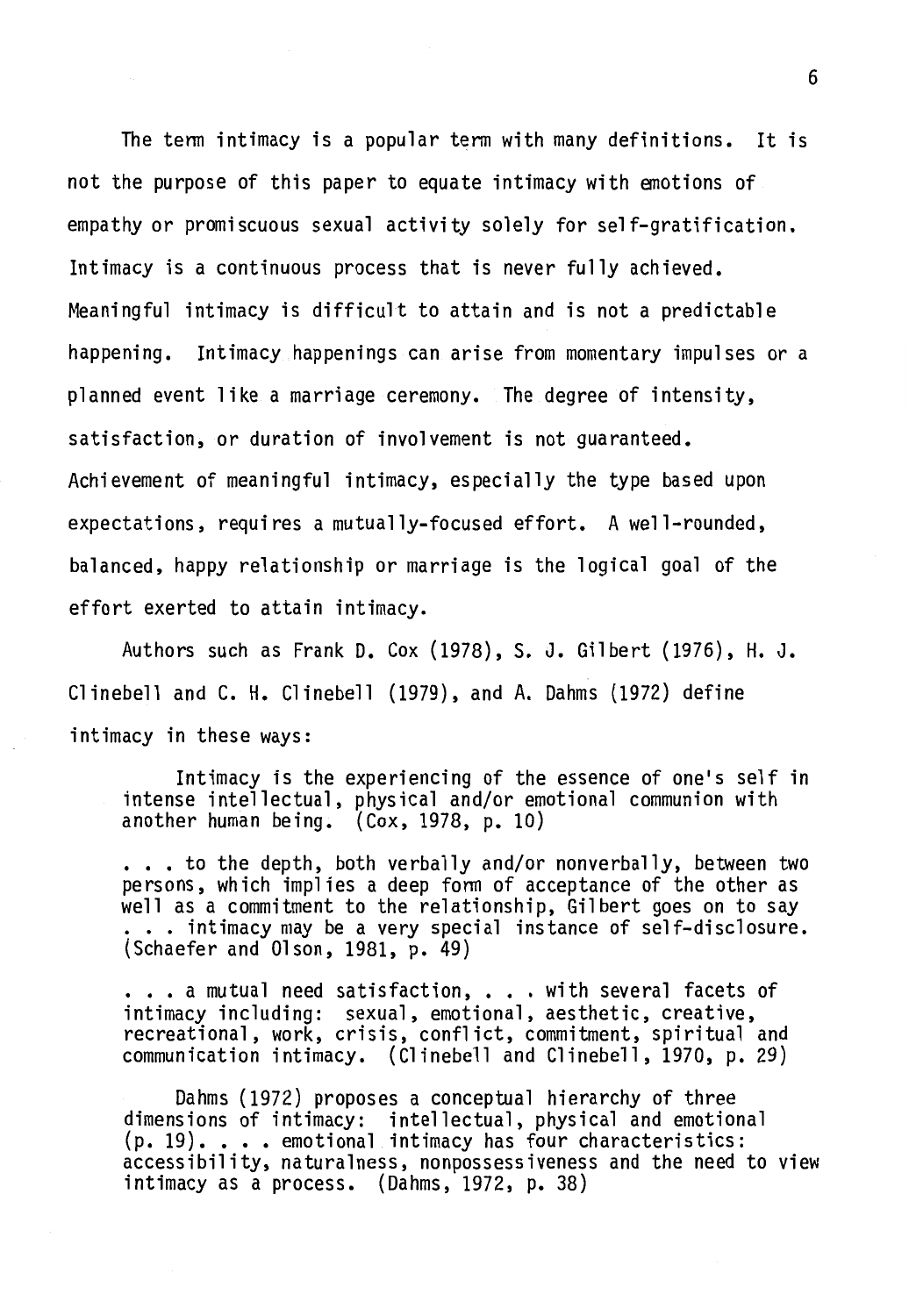The term intimacy is a popular term with many definitions. It is not the purpose of this paper to equate intimacy with emotions of empathy or promiscuous sexual activity solely for self-gratification. Intimacy is a continuous process that is never fully achieved. Meaningful intimacy is difficult to attain and is not a predictable happening. Intimacy happenings can arise from momentary impulses or a planned event like a marriage ceremony. The degree of intensity, satisfaction, or duration of involvement is not guaranteed. Achievement of meaningful intimacy, especially the type based upon expectations, requires a mutually-focused effort. A well-rounded, balanced, happy relationship or marriage is the logical goal of the effort exerted to attain intimacy.

Authors such as Frank D. Cox (1978), S. J. Gilbert (1976), H. J. Clinebell and C. H. Clinebell (1979), and A. Dahms (1972) define intimacy in these ways:

> Intimacy is the experiencing of the essence of one's self in intense intellectual, physical and/or emotional communion with another human being. (Cox, 1978, p. 10)
>
> . . . to the depth, both verbally and/or nonverbally, between two persons, which implies a deep form of acceptance of the other as well as a commitment to the relationship, Gilbert goes on to say . . . intimacy may be a very special instance of self-disclosure. (Schaefer and Olson, 1981, p. 49)
>
> . . . a mutual need satisfaction, . . . with several facets of intimacy including: sexual, emotional, aesthetic, creative, recreational, work, crisis, conflict, commitment, spiritual and communication intimacy. (Clinebell and Clinebell, 1970, p. 29)
>
> Dahms (1972) proposes a conceptual hierarchy of three dimensions of intimacy: intellectual, physical and emotional (p. 19). . . . emotional intimacy has four characteristics: accessibility, naturalness, nonpossessiveness and the need to view intimacy as a process. (Dahms, 1972, p. 38)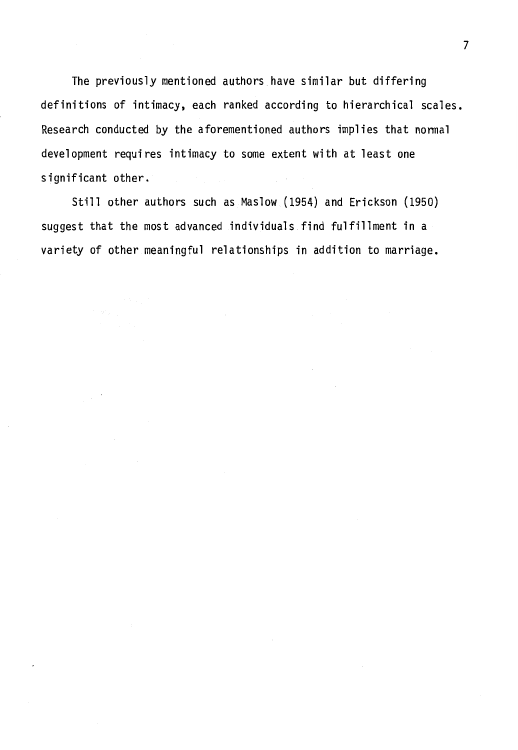The previously mentioned authors have similar but differing definitions of intimacy, each ranked according to hierarchical scales. Research conducted by the aforementioned authors implies that normal development requires intimacy to some extent with at least one significant other.

Still other authors such as Maslow (1954) and Erickson (1950) suggest that the most advanced individuals find fulfillment in a variety of other meaningful relationships in addition to marriage.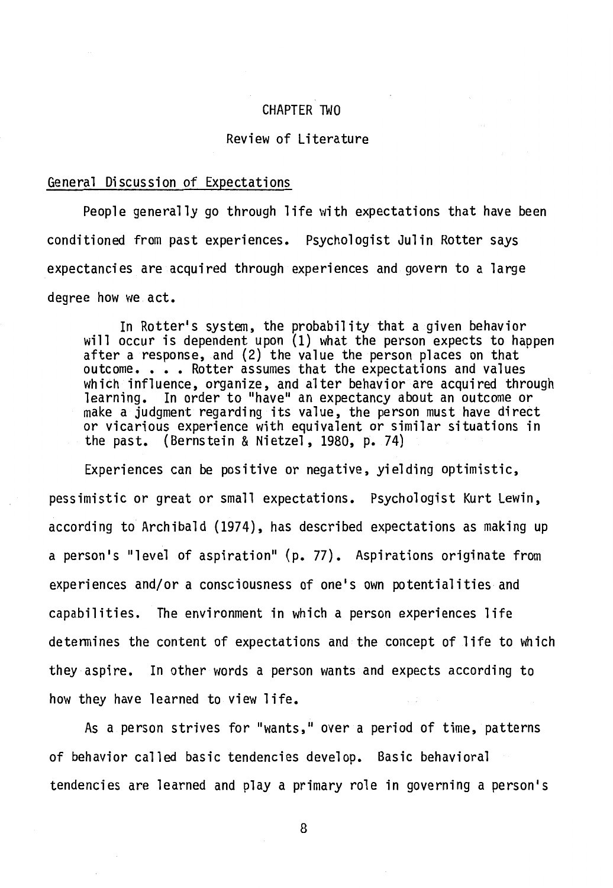# CHAPTER TWO

## Review of Literature

### General Discussion of Expectations

People generally go through life with expectations that have been conditioned from past experiences. Psychologist Julin Rotter says expectancies are acquired through experiences and govern to a large degree how we act.

> In Rotter's system, the probability that a given behavior will occur is dependent upon (1) what the person expects to happen after a response, and (2) the value the person places on that outcome. . . . Rotter assumes that the expectations and values which influence, organize, and alter behavior are acquired through learning. In order to "have" an expectancy about an outcome or make a judgment regarding its value, the person must have direct or vicarious experience with equivalent or similar situations in the past. (Bernstein & Nietzel, 1980, p. 74)

Experiences can be positive or negative, yielding optimistic, pessimistic or great or small expectations. Psychologist Kurt Lewin, according to Archibald (1974), has described expectations as making up a person's "level of aspiration" (p. 77). Aspirations originate from experiences and/or a consciousness of one's own potentialities and capabilities. The environment in which a person experiences life determines the content of expectations and the concept of life to which they aspire. In other words a person wants and expects according to how they have learned to view life.

As a person strives for "wants," over a period of time, patterns of behavior called basic tendencies develop. Basic behavioral tendencies are learned and play a primary role in governing a person's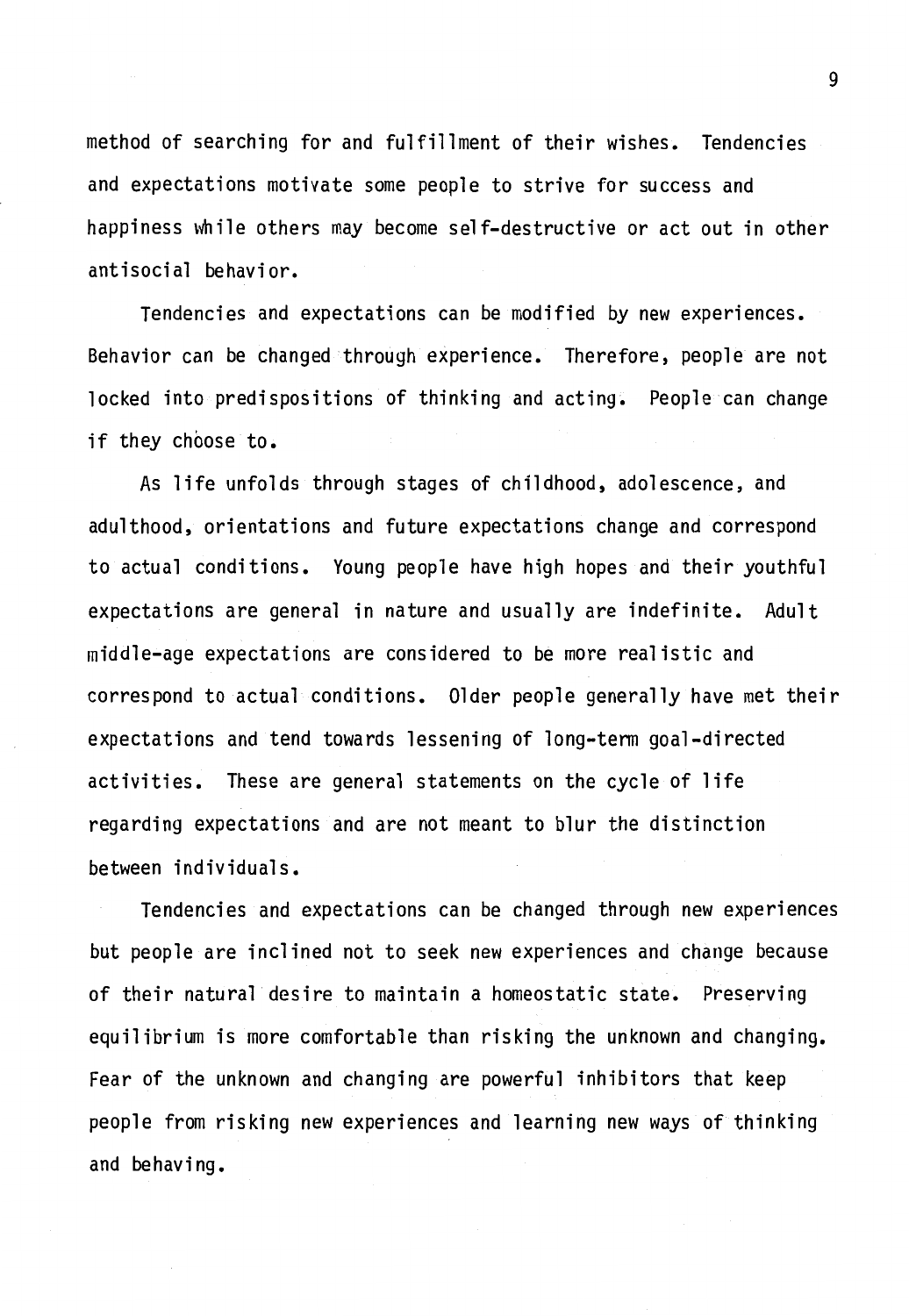method of searching for and fulfillment of their wishes. Tendencies and expectations motivate some people to strive for success and happiness while others may become self-destructive or act out in other antisocial behavior.

Tendencies and expectations can be modified by new experiences. Behavior can be changed through experience. Therefore, people are not locked into predispositions of thinking and acting. People can change if they choose to.

As life unfolds through stages of childhood, adolescence, and adulthood, orientations and future expectations change and correspond to actual conditions. Young people have high hopes and their youthful expectations are general in nature and usually are indefinite. Adult middle-age expectations are considered to be more realistic and correspond to actual conditions. Older people generally have met their expectations and tend towards lessening of long-term goal-directed activities. These are general statements on the cycle of life regarding expectations and are not meant to blur the distinction between individuals.

Tendencies and expectations can be changed through new experiences but people are inclined not to seek new experiences and change because of their natural desire to maintain a homeostatic state. Preserving equilibrium is more comfortable than risking the unknown and changing. Fear of the unknown and changing are powerful inhibitors that keep people from risking new experiences and learning new ways of thinking and behaving.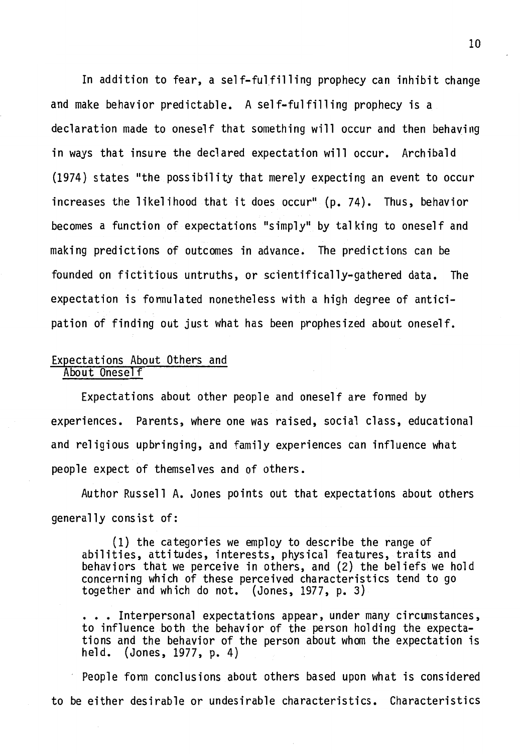In addition to fear, a self-fulfilling prophecy can inhibit change and make behavior predictable. A self-fulfilling prophecy is a declaration made to oneself that something will occur and then behaving in ways that insure the declared expectation will occur. Archibald (1974) states "the possibility that merely expecting an event to occur increases the likelihood that it does occur" (p. 74). Thus, behavior becomes a function of expectations "simply" by talking to oneself and making predictions of outcomes in advance. The predictions can be founded on fictitious untruths, or scientifically-gathered data. The expectation is formulated nonetheless with a high degree of anticipation of finding out just what has been prophesized about oneself.

## Expectations About Others and About Oneself

Expectations about other people and oneself are formed by experiences. Parents, where one was raised, social class, educational and religious upbringing, and family experiences can influence what people expect of themselves and of others.

Author Russell A. Jones points out that expectations about others generally consist of:

> (1) the categories we employ to describe the range of abilities, attitudes, interests, physical features, traits and behaviors that we perceive in others, and (2) the beliefs we hold concerning which of these perceived characteristics tend to go together and which do not. (Jones, 1977, p. 3)
>
> . . . Interpersonal expectations appear, under many circumstances, to influence both the behavior of the person holding the expectations and the behavior of the person about whom the expectation is held. (Jones, 1977, p. 4)

People form conclusions about others based upon what is considered to be either desirable or undesirable characteristics. Characteristics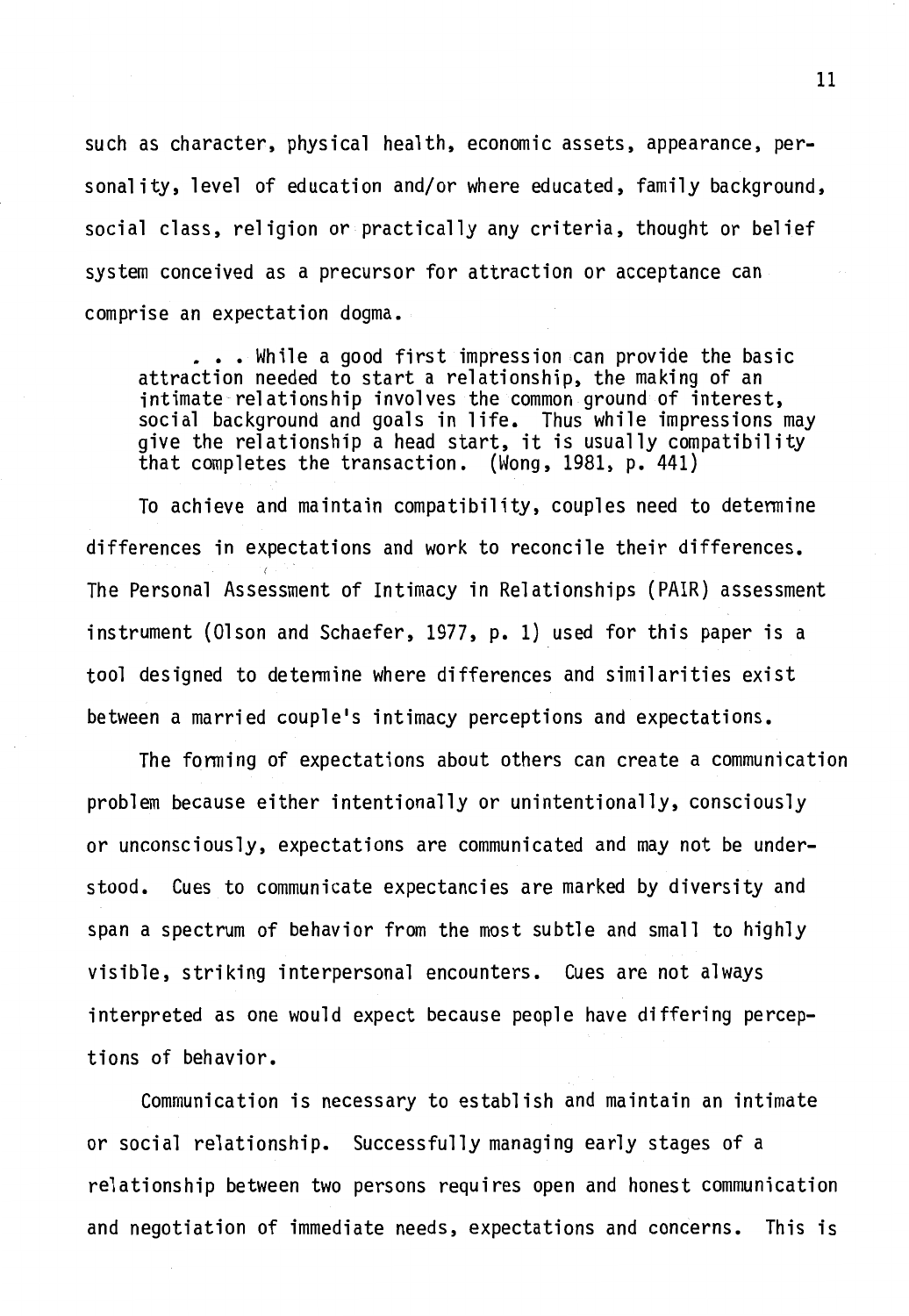such as character, physical health, economic assets, appearance, personality, level of education and/or where educated, family background, social class, religion or practically any criteria, thought or belief system conceived as a precursor for attraction or acceptance can comprise an expectation dogma.

> . . . While a good first impression can provide the basic attraction needed to start a relationship, the making of an intimate relationship involves the common ground of interest, social background and goals in life. Thus while impressions may give the relationship a head start, it is usually compatibility that completes the transaction. (Wong, 1981, p. 441)

To achieve and maintain compatibility, couples need to determine differences in expectations and work to reconcile their differences. The Personal Assessment of Intimacy in Relationships (PAIR) assessment instrument (Olson and Schaefer, 1977, p. 1) used for this paper is a tool designed to determine where differences and similarities exist between a married couple's intimacy perceptions and expectations.

The forming of expectations about others can create a communication problem because either intentionally or unintentionally, consciously or unconsciously, expectations are communicated and may not be understood. Cues to communicate expectancies are marked by diversity and span a spectrum of behavior from the most subtle and small to highly visible, striking interpersonal encounters. Cues are not always interpreted as one would expect because people have differing perceptions of behavior.

Communication is necessary to establish and maintain an intimate or social relationship. Successfully managing early stages of a relationship between two persons requires open and honest communication and negotiation of immediate needs, expectations and concerns. This is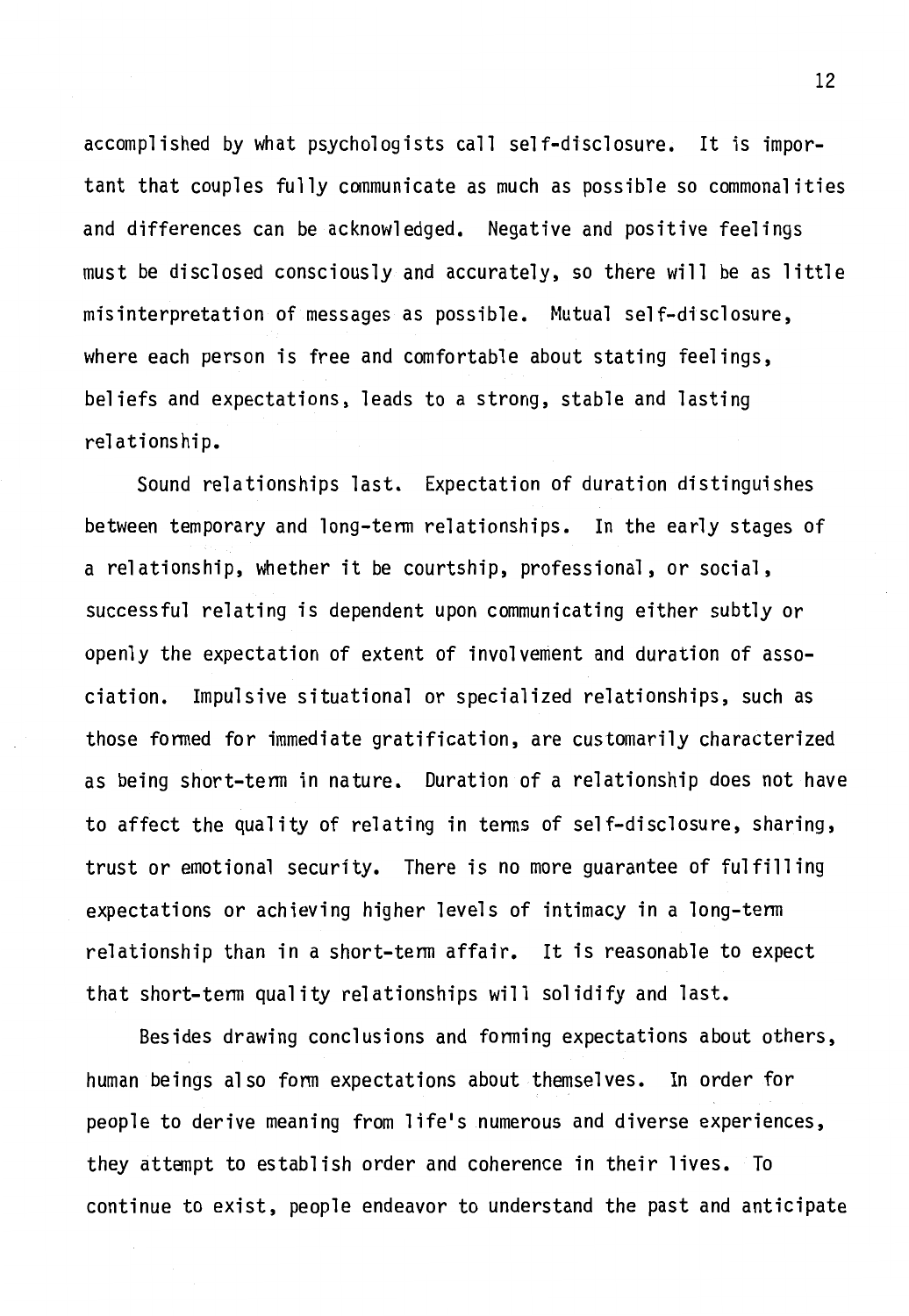accomplished by what psychologists call self-disclosure. It is important that couples fully communicate as much as possible so commonalities and differences can be acknowledged. Negative and positive feelings must be disclosed consciously and accurately, so there will be as little misinterpretation of messages as possible. Mutual self-disclosure, where each person is free and comfortable about stating feelings, beliefs and expectations, leads to a strong, stable and lasting relationship.

Sound relationships last. Expectation of duration distinguishes between temporary and long-term relationships. In the early stages of a relationship, whether it be courtship, professional, or social, successful relating is dependent upon communicating either subtly or openly the expectation of extent of involvement and duration of association. Impulsive situational or specialized relationships, such as those formed for immediate gratification, are customarily characterized as being short-term in nature. Duration of a relationship does not have to affect the quality of relating in terms of self-disclosure, sharing, trust or emotional security. There is no more guarantee of fulfilling expectations or achieving higher levels of intimacy in a long-term relationship than in a short-term affair. It is reasonable to expect that short-term quality relationships will solidify and last.

Besides drawing conclusions and forming expectations about others, human beings also form expectations about themselves. In order for people to derive meaning from life's numerous and diverse experiences, they attempt to establish order and coherence in their lives. To continue to exist, people endeavor to understand the past and anticipate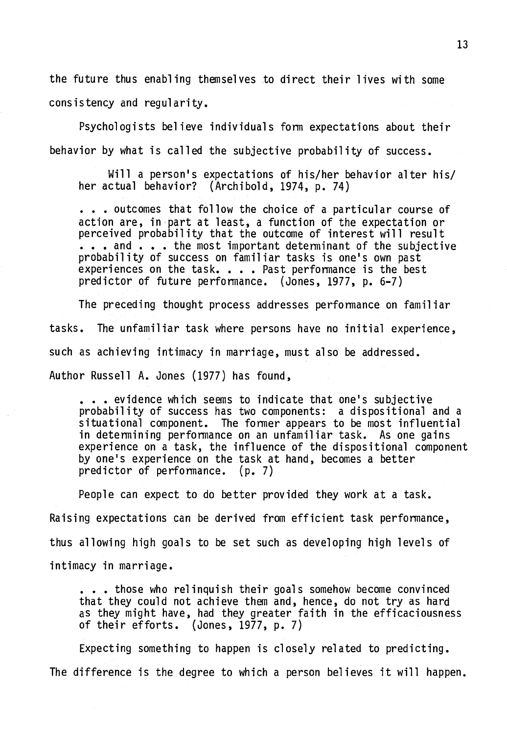the future thus enabling themselves to direct their lives with some consistency and regularity.

Psychologists believe individuals form expectations about their behavior by what is called the subjective probability of success.

> Will a person's expectations of his/her behavior alter his/her actual behavior? (Archibold, 1974, p. 74)
>
> . . . outcomes that follow the choice of a particular course of action are, in part at least, a function of the expectation or perceived probability that the outcome of interest will result . . . and . . . the most important determinant of the subjective probability of success on familiar tasks is one's own past experiences on the task. . . . Past performance is the best predictor of future performance. (Jones, 1977, p. 6-7)

The preceding thought process addresses performance on familiar tasks. The unfamiliar task where persons have no initial experience, such as achieving intimacy in marriage, must also be addressed. Author Russell A. Jones (1977) has found,

> . . . evidence which seems to indicate that one's subjective probability of success has two components: a dispositional and a situational component. The former appears to be most influential in determining performance on an unfamiliar task. As one gains experience on a task, the influence of the dispositional component by one's experience on the task at hand, becomes a better predictor of performance. (p. 7)

People can expect to do better provided they work at a task. Raising expectations can be derived from efficient task performance, thus allowing high goals to be set such as developing high levels of intimacy in marriage.

> . . . those who relinquish their goals somehow become convinced that they could not achieve them and, hence, do not try as hard as they might have, had they greater faith in the efficaciousness of their efforts. (Jones, 1977, p. 7)

Expecting something to happen is closely related to predicting. The difference is the degree to which a person believes it will happen.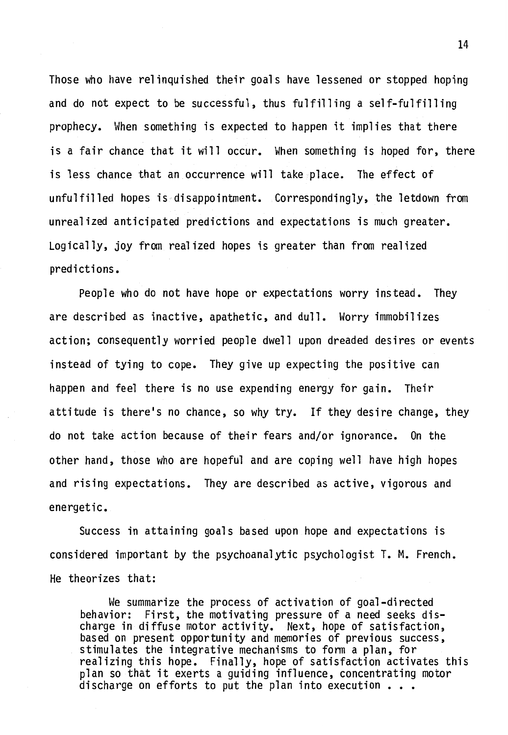Those who have relinquished their goals have lessened or stopped hoping and do not expect to be successful, thus fulfilling a self-fulfilling prophecy. When something is expected to happen it implies that there is a fair chance that it will occur. When something is hoped for, there is less chance that an occurrence will take place. The effect of unfulfilled hopes is disappointment. Correspondingly, the letdown from unrealized anticipated predictions and expectations is much greater. Logically, joy from realized hopes is greater than from realized predictions.

People who do not have hope or expectations worry instead. They are described as inactive, apathetic, and dull. Worry immobilizes action; consequently worried people dwell upon dreaded desires or events instead of tying to cope. They give up expecting the positive can happen and feel there is no use expending energy for gain. Their attitude is there's no chance, so why try. If they desire change, they do not take action because of their fears and/or ignorance. On the other hand, those who are hopeful and are coping well have high hopes and rising expectations. They are described as active, vigorous and energetic.

Success in attaining goals based upon hope and expectations is considered important by the psychoanalytic psychologist T. M. French. He theorizes that:

> We summarize the process of activation of goal-directed behavior: First, the motivating pressure of a need seeks discharge in diffuse motor activity. Next, hope of satisfaction, based on present opportunity and memories of previous success, stimulates the integrative mechanisms to form a plan, for realizing this hope. Finally, hope of satisfaction activates this plan so that it exerts a guiding influence, concentrating motor discharge on efforts to put the plan into execution . . .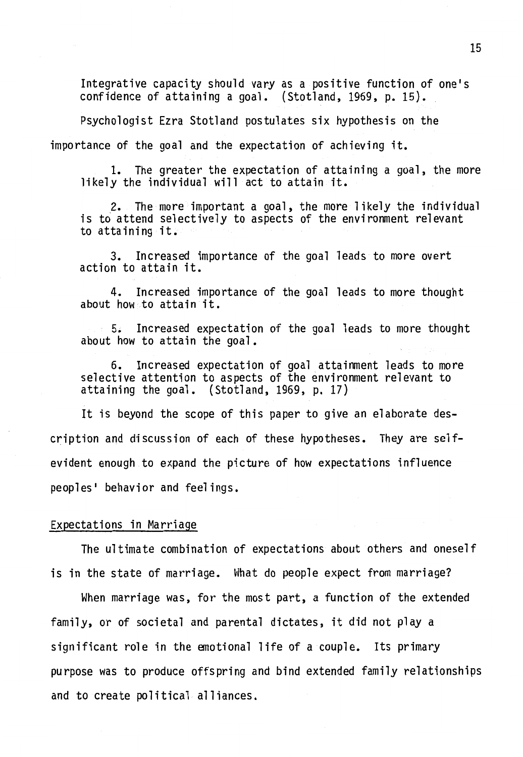> Integrative capacity should vary as a positive function of one's confidence of attaining a goal. (Stotland, 1969, p. 15).

Psychologist Ezra Stotland postulates six hypothesis on the importance of the goal and the expectation of achieving it.

> 1. The greater the expectation of attaining a goal, the more likely the individual will act to attain it.
>
> 2. The more important a goal, the more likely the individual is to attend selectively to aspects of the environment relevant to attaining it.
>
> 3. Increased importance of the goal leads to more overt action to attain it.
>
> 4. Increased importance of the goal leads to more thought about how to attain it.
>
> 5. Increased expectation of the goal leads to more thought about how to attain the goal.
>
> 6. Increased expectation of goal attainment leads to more selective attention to aspects of the environment relevant to attaining the goal. (Stotland, 1969, p. 17)

It is beyond the scope of this paper to give an elaborate description and discussion of each of these hypotheses. They are self-evident enough to expand the picture of how expectations influence peoples' behavior and feelings.

## Expectations in Marriage

The ultimate combination of expectations about others and oneself is in the state of marriage. What do people expect from marriage?

When marriage was, for the most part, a function of the extended family, or of societal and parental dictates, it did not play a significant role in the emotional life of a couple. Its primary purpose was to produce offspring and bind extended family relationships and to create political alliances.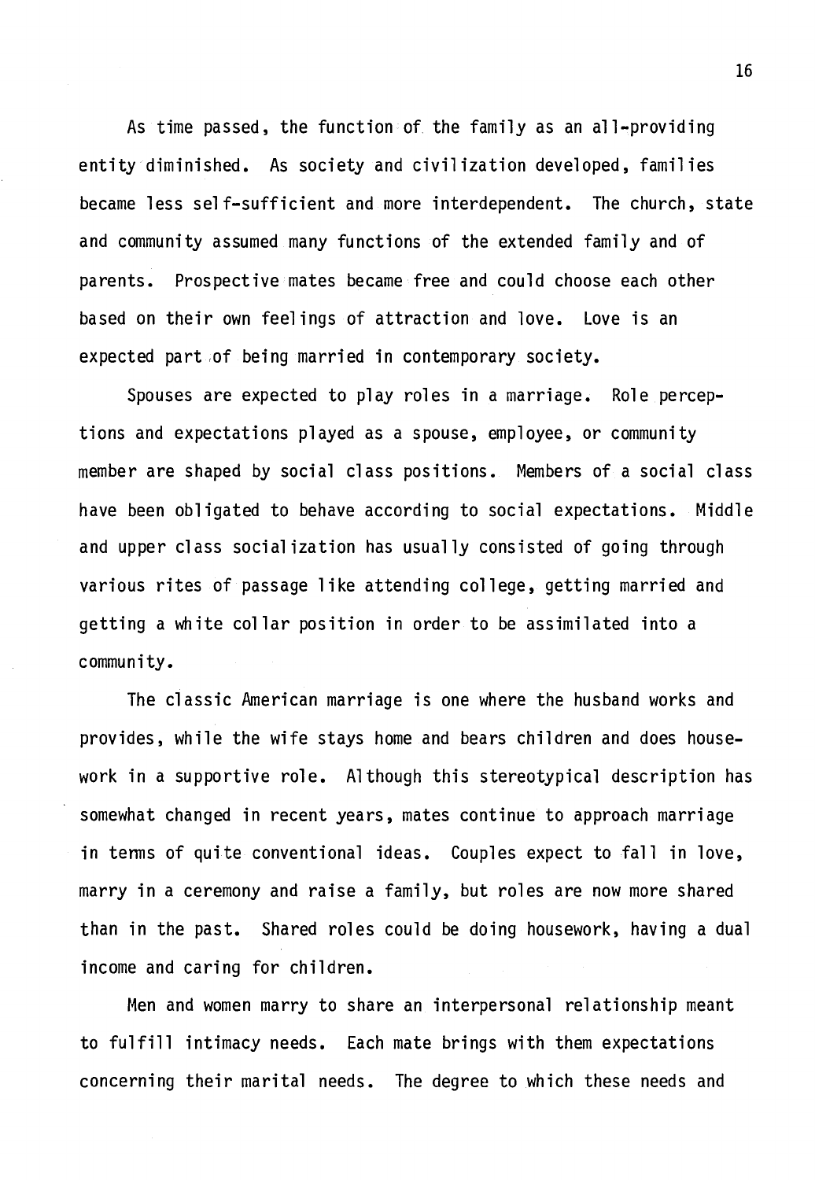As time passed, the function of the family as an all-providing entity diminished. As society and civilization developed, families became less self-sufficient and more interdependent. The church, state and community assumed many functions of the extended family and of parents. Prospective mates became free and could choose each other based on their own feelings of attraction and love. Love is an expected part of being married in contemporary society.

Spouses are expected to play roles in a marriage. Role perceptions and expectations played as a spouse, employee, or community member are shaped by social class positions. Members of a social class have been obligated to behave according to social expectations. Middle and upper class socialization has usually consisted of going through various rites of passage like attending college, getting married and getting a white collar position in order to be assimilated into a community.

The classic American marriage is one where the husband works and provides, while the wife stays home and bears children and does housework in a supportive role. Although this stereotypical description has somewhat changed in recent years, mates continue to approach marriage in terms of quite conventional ideas. Couples expect to fall in love, marry in a ceremony and raise a family, but roles are now more shared than in the past. Shared roles could be doing housework, having a dual income and caring for children.

Men and women marry to share an interpersonal relationship meant to fulfill intimacy needs. Each mate brings with them expectations concerning their marital needs. The degree to which these needs and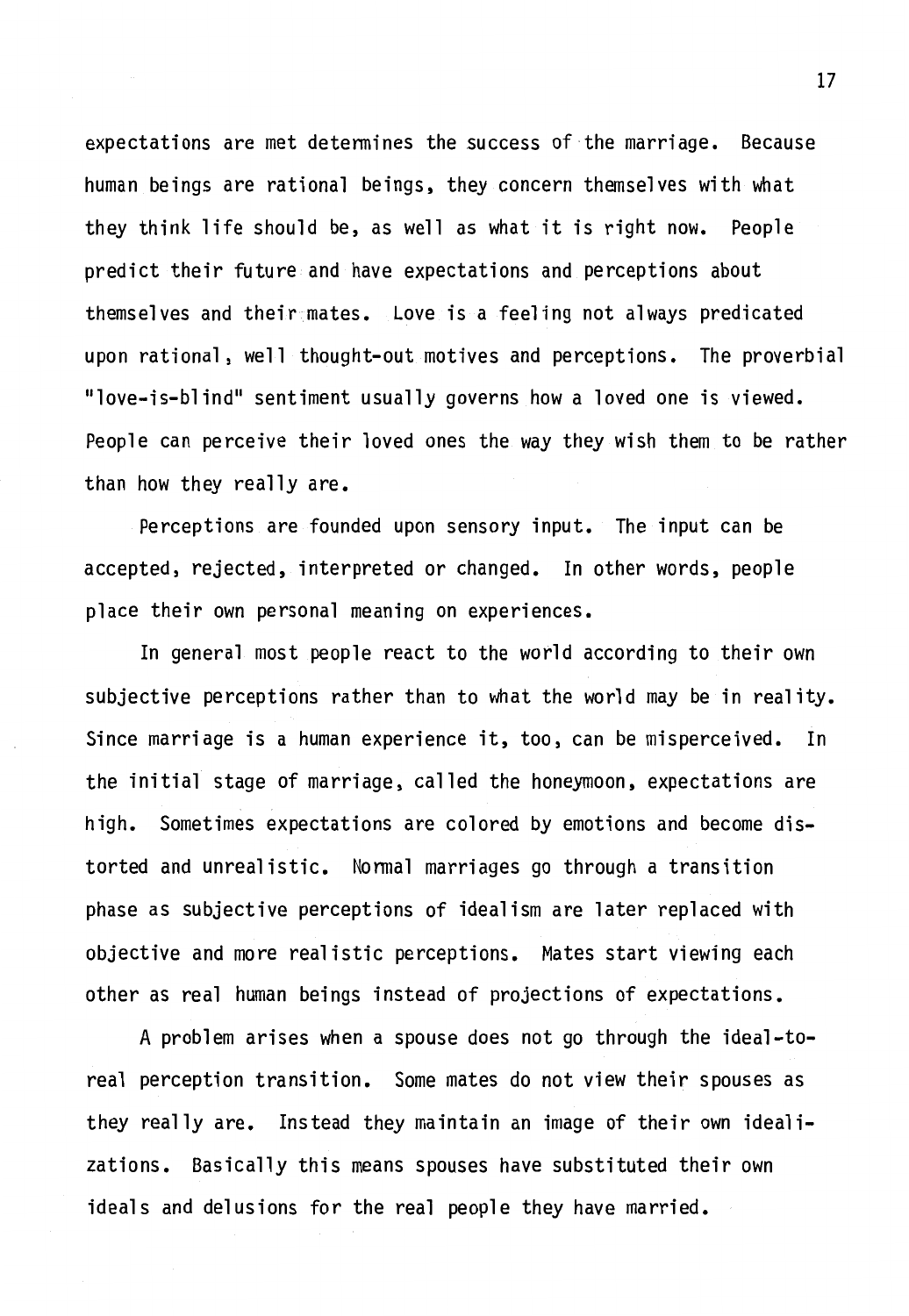expectations are met determines the success of the marriage. Because human beings are rational beings, they concern themselves with what they think life should be, as well as what it is right now. People predict their future and have expectations and perceptions about themselves and their mates. Love is a feeling not always predicated upon rational, well thought-out motives and perceptions. The proverbial "love-is-blind" sentiment usually governs how a loved one is viewed. People can perceive their loved ones the way they wish them to be rather than how they really are.

Perceptions are founded upon sensory input. The input can be accepted, rejected, interpreted or changed. In other words, people place their own personal meaning on experiences.

In general most people react to the world according to their own subjective perceptions rather than to what the world may be in reality. Since marriage is a human experience it, too, can be misperceived. In the initial stage of marriage, called the honeymoon, expectations are high. Sometimes expectations are colored by emotions and become distorted and unrealistic. Normal marriages go through a transition phase as subjective perceptions of idealism are later replaced with objective and more realistic perceptions. Mates start viewing each other as real human beings instead of projections of expectations.

A problem arises when a spouse does not go through the ideal-to-real perception transition. Some mates do not view their spouses as they really are. Instead they maintain an image of their own idealizations. Basically this means spouses have substituted their own ideals and delusions for the real people they have married.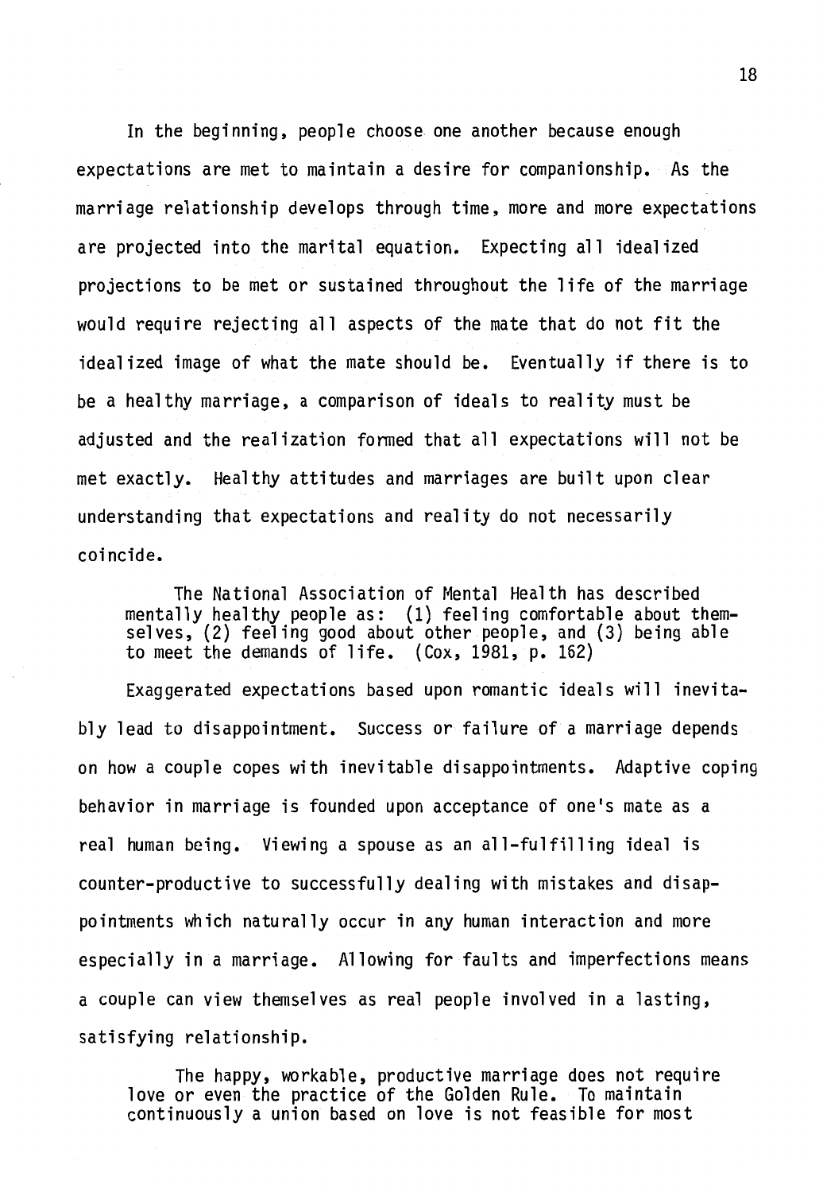In the beginning, people choose one another because enough expectations are met to maintain a desire for companionship. As the marriage relationship develops through time, more and more expectations are projected into the marital equation. Expecting all idealized projections to be met or sustained throughout the life of the marriage would require rejecting all aspects of the mate that do not fit the idealized image of what the mate should be. Eventually if there is to be a healthy marriage, a comparison of ideals to reality must be adjusted and the realization formed that all expectations will not be met exactly. Healthy attitudes and marriages are built upon clear understanding that expectations and reality do not necessarily coincide.

> The National Association of Mental Health has described mentally healthy people as: (1) feeling comfortable about themselves, (2) feeling good about other people, and (3) being able to meet the demands of life. (Cox, 1981, p. 162)

Exaggerated expectations based upon romantic ideals will inevitably lead to disappointment. Success or failure of a marriage depends on how a couple copes with inevitable disappointments. Adaptive coping behavior in marriage is founded upon acceptance of one's mate as a real human being. Viewing a spouse as an all-fulfilling ideal is counter-productive to successfully dealing with mistakes and disappointments which naturally occur in any human interaction and more especially in a marriage. Allowing for faults and imperfections means a couple can view themselves as real people involved in a lasting, satisfying relationship.

> The happy, workable, productive marriage does not require love or even the practice of the Golden Rule. To maintain continuously a union based on love is not feasible for most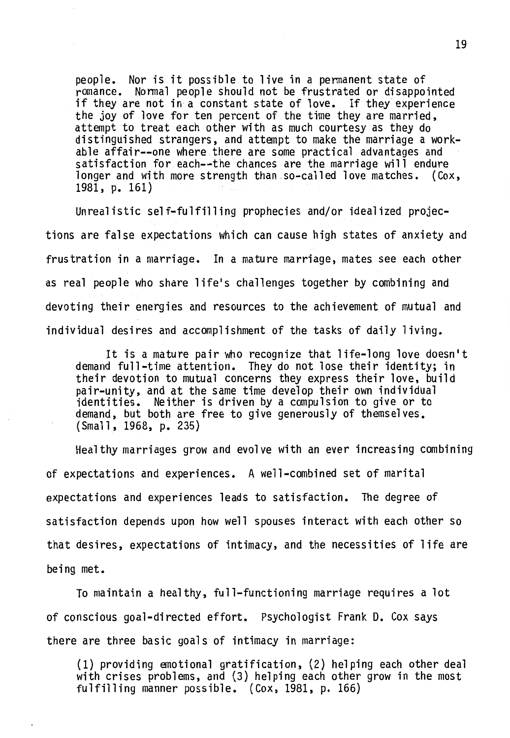> people. Nor is it possible to live in a permanent state of romance. Normal people should not be frustrated or disappointed if they are not in a constant state of love. If they experience the joy of love for ten percent of the time they are married, attempt to treat each other with as much courtesy as they do distinguished strangers, and attempt to make the marriage a workable affair--one where there are some practical advantages and satisfaction for each--the chances are the marriage will endure longer and with more strength than so-called love matches. (Cox, 1981, p. 161)

Unrealistic self-fulfilling prophecies and/or idealized projections are false expectations which can cause high states of anxiety and frustration in a marriage. In a mature marriage, mates see each other as real people who share life's challenges together by combining and devoting their energies and resources to the achievement of mutual and individual desires and accomplishment of the tasks of daily living.

> It is a mature pair who recognize that life-long love doesn't demand full-time attention. They do not lose their identity; in their devotion to mutual concerns they express their love, build pair-unity, and at the same time develop their own individual identities. Neither is driven by a compulsion to give or to demand, but both are free to give generously of themselves. (Small, 1968, p. 235)

Healthy marriages grow and evolve with an ever increasing combining of expectations and experiences. A well-combined set of marital expectations and experiences leads to satisfaction. The degree of satisfaction depends upon how well spouses interact with each other so that desires, expectations of intimacy, and the necessities of life are being met.

To maintain a healthy, full-functioning marriage requires a lot of conscious goal-directed effort. Psychologist Frank D. Cox says there are three basic goals of intimacy in marriage:

> (1) providing emotional gratification, (2) helping each other deal with crises problems, and (3) helping each other grow in the most fulfilling manner possible. (Cox, 1981, p. 166)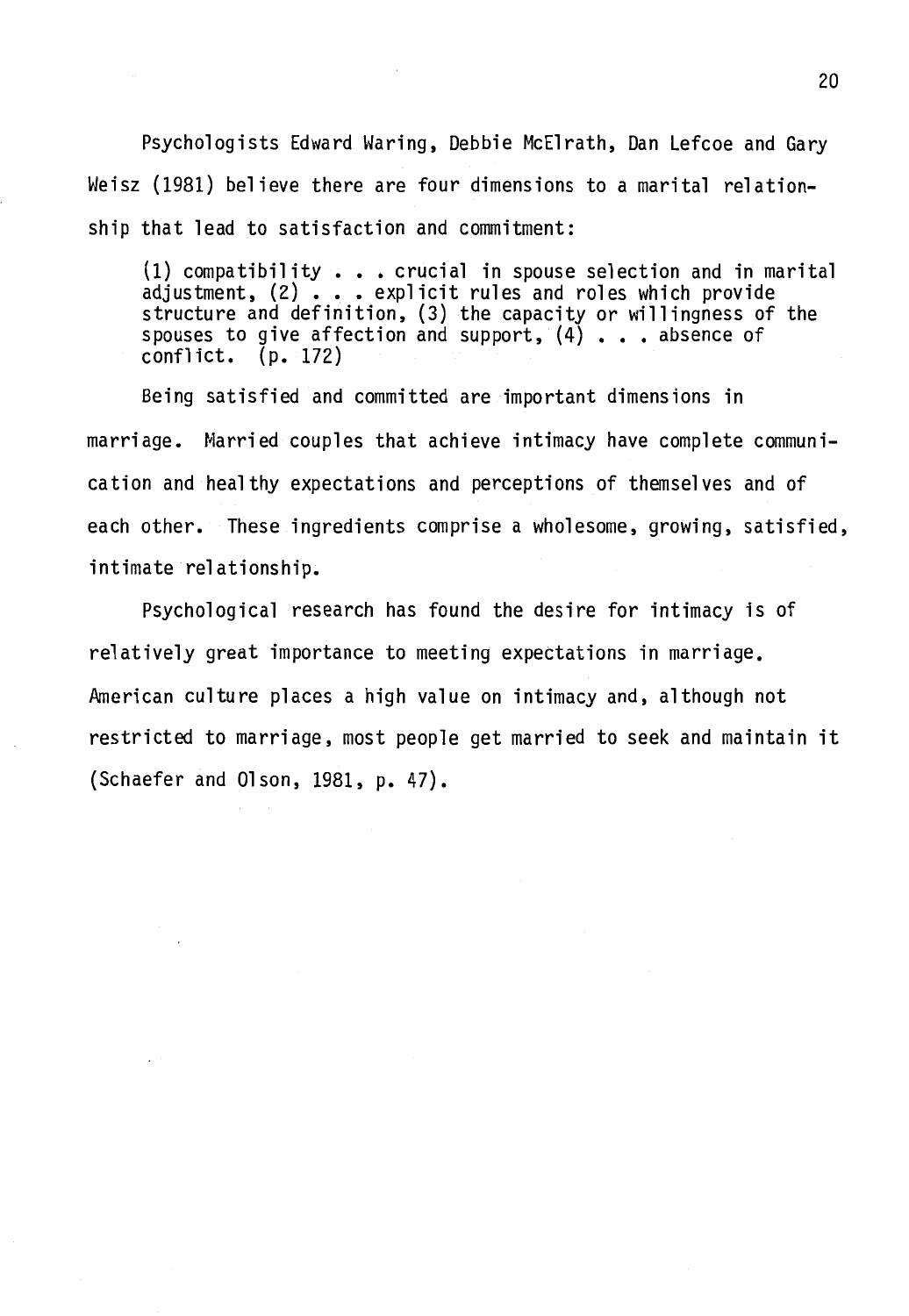Psychologists Edward Waring, Debbie McElrath, Dan Lefcoe and Gary Weisz (1981) believe there are four dimensions to a marital relationship that lead to satisfaction and commitment:

> (1) compatibility . . . crucial in spouse selection and in marital adjustment, (2) . . . explicit rules and roles which provide structure and definition, (3) the capacity or willingness of the spouses to give affection and support, (4) . . . absence of conflict. (p. 172)

Being satisfied and committed are important dimensions in marriage. Married couples that achieve intimacy have complete communication and healthy expectations and perceptions of themselves and of each other. These ingredients comprise a wholesome, growing, satisfied, intimate relationship.

Psychological research has found the desire for intimacy is of relatively great importance to meeting expectations in marriage. American culture places a high value on intimacy and, although not restricted to marriage, most people get married to seek and maintain it (Schaefer and Olson, 1981, p. 47).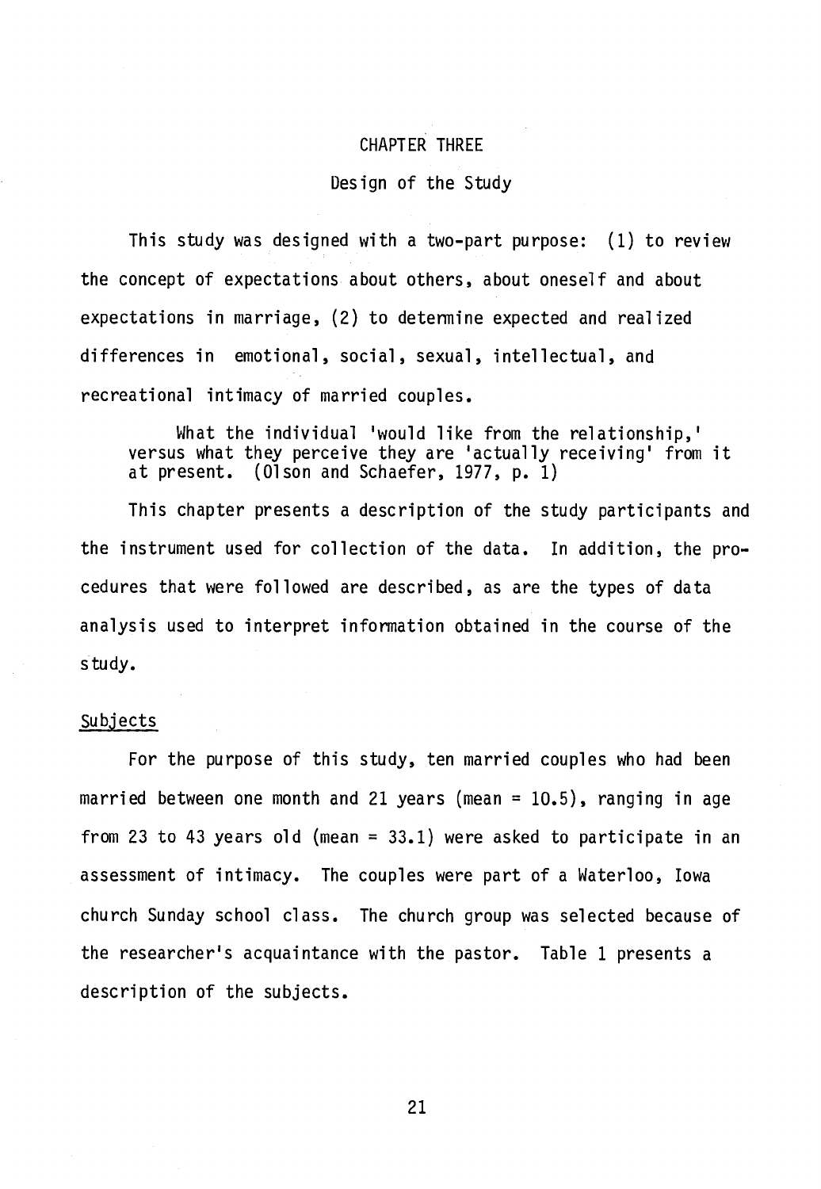# CHAPTER THREE

## Design of the Study

This study was designed with a two-part purpose: (1) to review the concept of expectations about others, about oneself and about expectations in marriage, (2) to determine expected and realized differences in emotional, social, sexual, intellectual, and recreational intimacy of married couples.

> What the individual 'would like from the relationship,' versus what they perceive they are 'actually receiving' from it at present. (Olson and Schaefer, 1977, p. 1)

This chapter presents a description of the study participants and the instrument used for collection of the data. In addition, the procedures that were followed are described, as are the types of data analysis used to interpret information obtained in the course of the study.

### Subjects

For the purpose of this study, ten married couples who had been married between one month and 21 years (mean = 10.5), ranging in age from 23 to 43 years old (mean = 33.1) were asked to participate in an assessment of intimacy. The couples were part of a Waterloo, Iowa church Sunday school class. The church group was selected because of the researcher's acquaintance with the pastor. Table 1 presents a description of the subjects.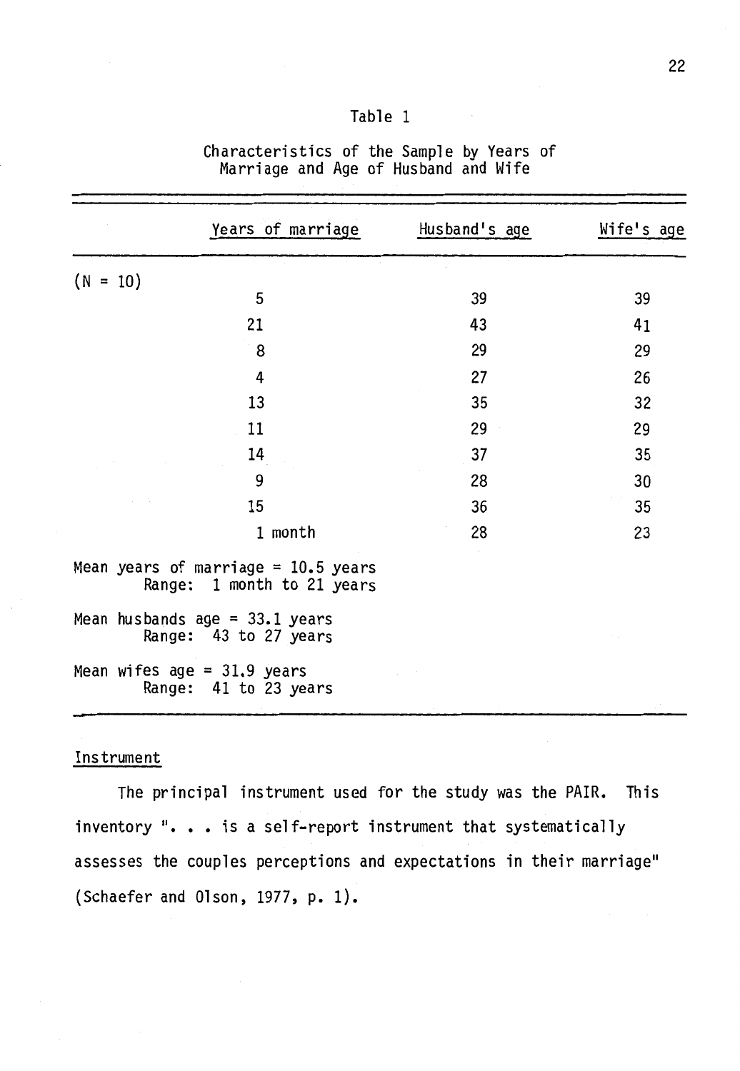Table 1

Characteristics of the Sample by Years of Marriage and Age of Husband and Wife

| | Years of marriage | Husband's age | Wife's age |
|---|---|---|---|
| (N = 10) | | | |
| | 5 | 39 | 39 |
| | 21 | 43 | 41 |
| | 8 | 29 | 29 |
| | 4 | 27 | 26 |
| | 13 | 35 | 32 |
| | 11 | 29 | 29 |
| | 14 | 37 | 35 |
| | 9 | 28 | 30 |
| | 15 | 36 | 35 |
| | 1 month | 28 | 23 |

Mean years of marriage = 10.5 years
Range: 1 month to 21 years

Mean husbands age = 33.1 years
Range: 43 to 27 years

Mean wifes age = 31.9 years
Range: 41 to 23 years

## Instrument

The principal instrument used for the study was the PAIR. This inventory ". . . is a self-report instrument that systematically assesses the couples perceptions and expectations in their marriage" (Schaefer and Olson, 1977, p. 1).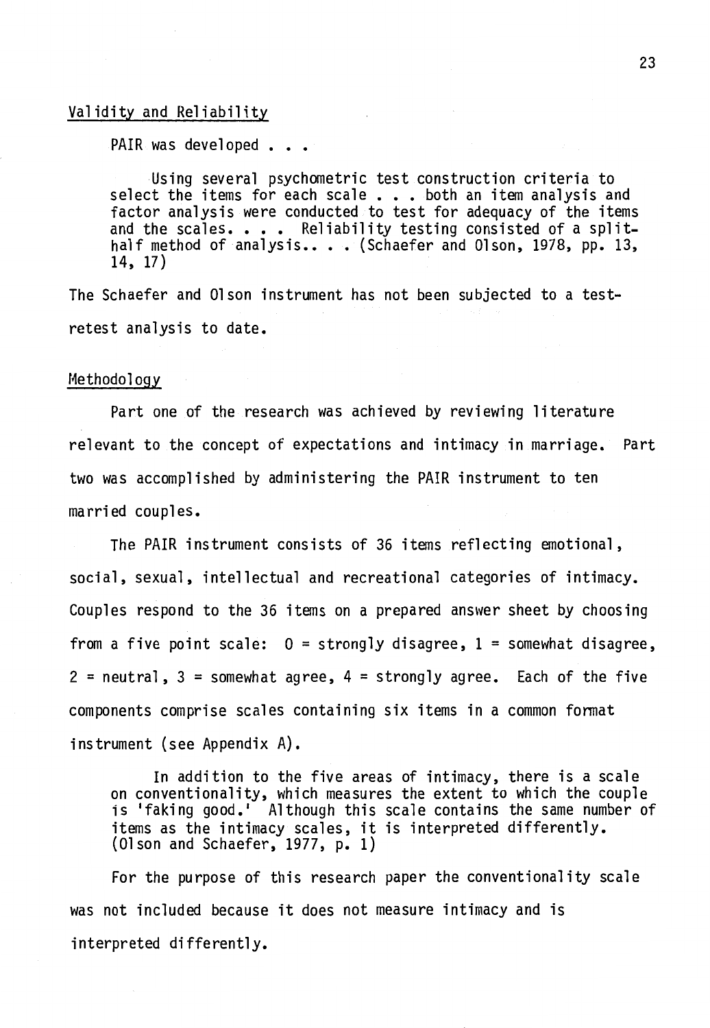## Validity and Reliability

PAIR was developed . . .

> Using several psychometric test construction criteria to select the items for each scale . . . both an item analysis and factor analysis were conducted to test for adequacy of the items and the scales. . . . Reliability testing consisted of a split-half method of analysis.. . . (Schaefer and Olson, 1978, pp. 13, 14, 17)

The Schaefer and Olson instrument has not been subjected to a test-retest analysis to date.

## Methodology

Part one of the research was achieved by reviewing literature relevant to the concept of expectations and intimacy in marriage. Part two was accomplished by administering the PAIR instrument to ten married couples.

The PAIR instrument consists of 36 items reflecting emotional, social, sexual, intellectual and recreational categories of intimacy. Couples respond to the 36 items on a prepared answer sheet by choosing from a five point scale: 0 = strongly disagree, 1 = somewhat disagree, 2 = neutral, 3 = somewhat agree, 4 = strongly agree. Each of the five components comprise scales containing six items in a common format instrument (see Appendix A).

> In addition to the five areas of intimacy, there is a scale on conventionality, which measures the extent to which the couple is 'faking good.' Although this scale contains the same number of items as the intimacy scales, it is interpreted differently. (Olson and Schaefer, 1977, p. 1)

For the purpose of this research paper the conventionality scale was not included because it does not measure intimacy and is interpreted differently.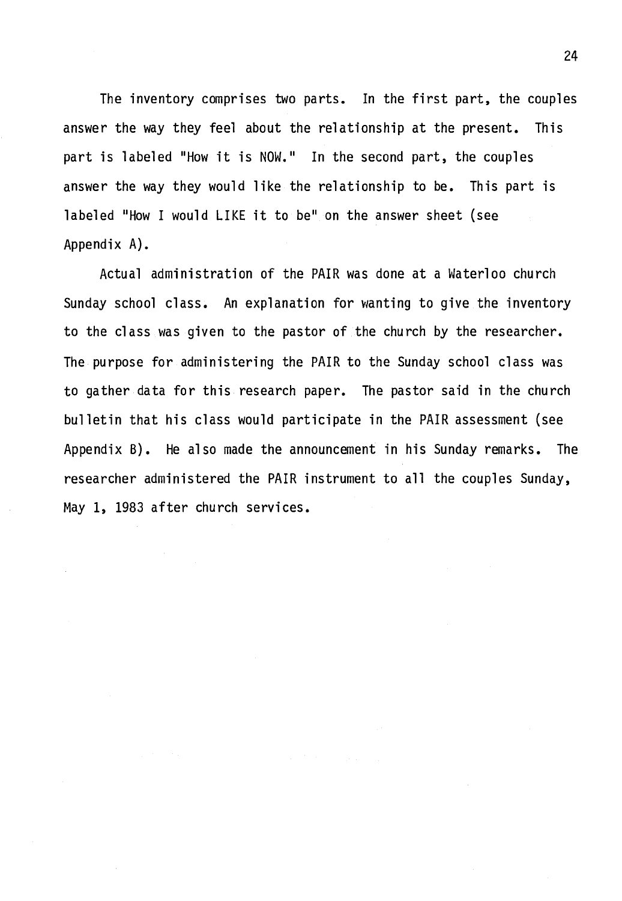The inventory comprises two parts. In the first part, the couples answer the way they feel about the relationship at the present. This part is labeled "How it is NOW." In the second part, the couples answer the way they would like the relationship to be. This part is labeled "How I would LIKE it to be" on the answer sheet (see Appendix A).

Actual administration of the PAIR was done at a Waterloo church Sunday school class. An explanation for wanting to give the inventory to the class was given to the pastor of the church by the researcher. The purpose for administering the PAIR to the Sunday school class was to gather data for this research paper. The pastor said in the church bulletin that his class would participate in the PAIR assessment (see Appendix B). He also made the announcement in his Sunday remarks. The researcher administered the PAIR instrument to all the couples Sunday, May 1, 1983 after church services.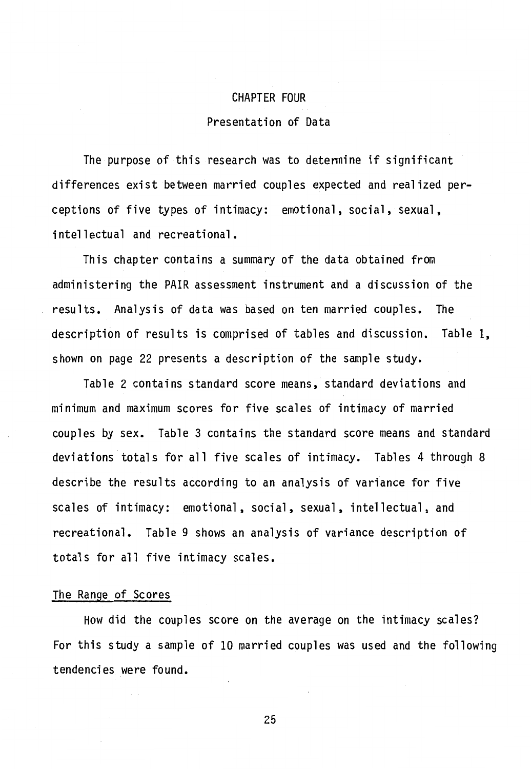# CHAPTER FOUR

## Presentation of Data

The purpose of this research was to determine if significant differences exist between married couples expected and realized perceptions of five types of intimacy: emotional, social, sexual, intellectual and recreational.

This chapter contains a summary of the data obtained from administering the PAIR assessment instrument and a discussion of the results. Analysis of data was based on ten married couples. The description of results is comprised of tables and discussion. Table 1, shown on page 22 presents a description of the sample study.

Table 2 contains standard score means, standard deviations and minimum and maximum scores for five scales of intimacy of married couples by sex. Table 3 contains the standard score means and standard deviations totals for all five scales of intimacy. Tables 4 through 8 describe the results according to an analysis of variance for five scales of intimacy: emotional, social, sexual, intellectual, and recreational. Table 9 shows an analysis of variance description of totals for all five intimacy scales.

### The Range of Scores

How did the couples score on the average on the intimacy scales? For this study a sample of 10 married couples was used and the following tendencies were found.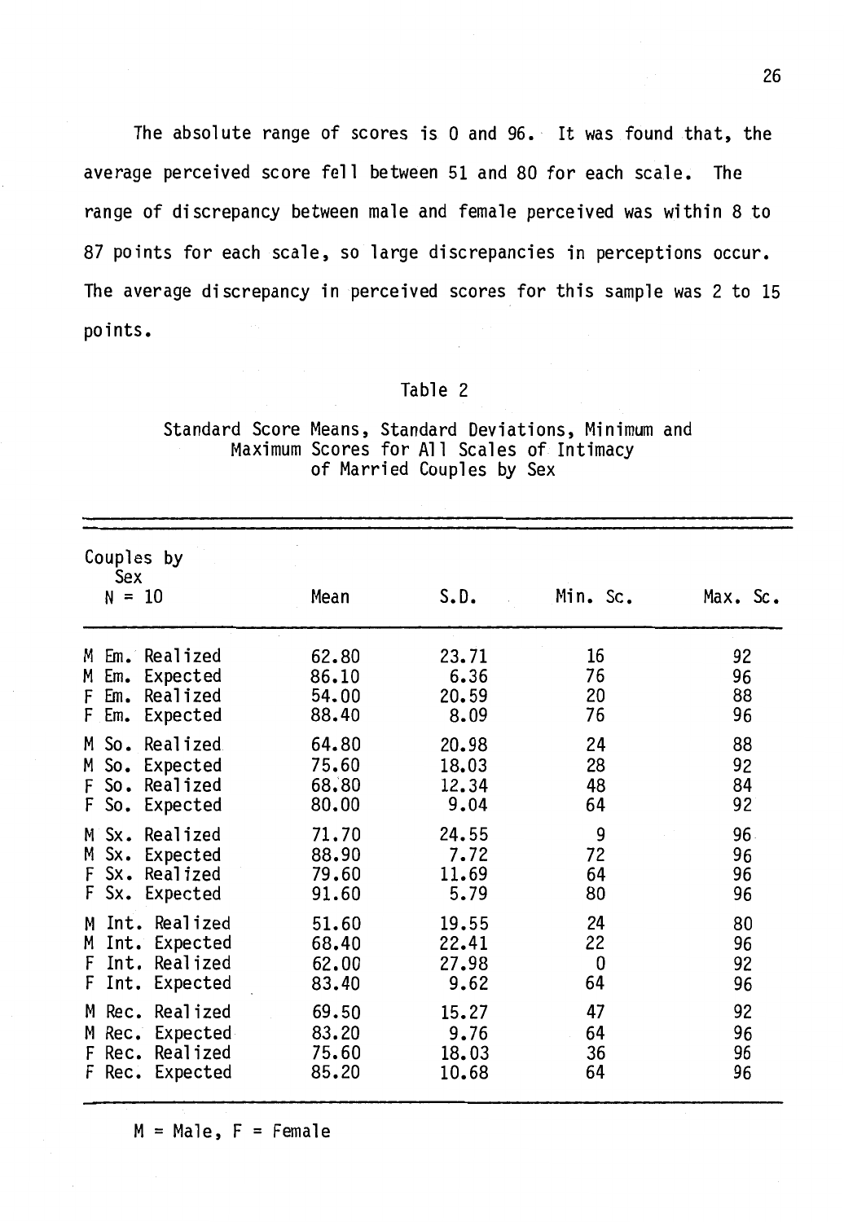The absolute range of scores is 0 and 96. It was found that, the average perceived score fell between 51 and 80 for each scale. The range of discrepancy between male and female perceived was within 8 to 87 points for each scale, so large discrepancies in perceptions occur. The average discrepancy in perceived scores for this sample was 2 to 15 points.

Table 2

Standard Score Means, Standard Deviations, Minimum and Maximum Scores for All Scales of Intimacy of Married Couples by Sex

| Couples by Sex N = 10 | Mean | S.D. | Min. Sc. | Max. Sc. |
|---|---|---|---|---|
| M Em. Realized | 62.80 | 23.71 | 16 | 92 |
| M Em. Expected | 86.10 | 6.36 | 76 | 96 |
| F Em. Realized | 54.00 | 20.59 | 20 | 88 |
| F Em. Expected | 88.40 | 8.09 | 76 | 96 |
| M So. Realized | 64.80 | 20.98 | 24 | 88 |
| M So. Expected | 75.60 | 18.03 | 28 | 92 |
| F So. Realized | 68.80 | 12.34 | 48 | 84 |
| F So. Expected | 80.00 | 9.04 | 64 | 92 |
| M Sx. Realized | 71.70 | 24.55 | 9 | 96 |
| M Sx. Expected | 88.90 | 7.72 | 72 | 96 |
| F Sx. Realized | 79.60 | 11.69 | 64 | 96 |
| F Sx. Expected | 91.60 | 5.79 | 80 | 96 |
| M Int. Realized | 51.60 | 19.55 | 24 | 80 |
| M Int. Expected | 68.40 | 22.41 | 22 | 96 |
| F Int. Realized | 62.00 | 27.98 | 0 | 92 |
| F Int. Expected | 83.40 | 9.62 | 64 | 96 |
| M Rec. Realized | 69.50 | 15.27 | 47 | 92 |
| M Rec. Expected | 83.20 | 9.76 | 64 | 96 |
| F Rec. Realized | 75.60 | 18.03 | 36 | 96 |
| F Rec. Expected | 85.20 | 10.68 | 64 | 96 |

M = Male, F = Female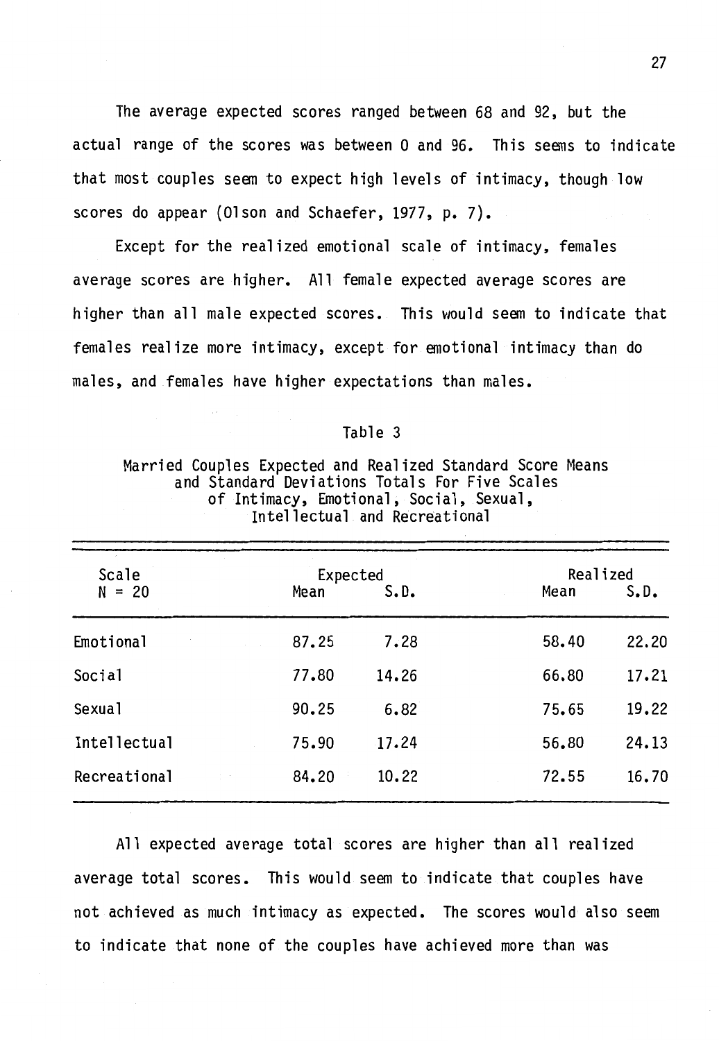The average expected scores ranged between 68 and 92, but the actual range of the scores was between 0 and 96. This seems to indicate that most couples seem to expect high levels of intimacy, though low scores do appear (Olson and Schaefer, 1977, p. 7).

Except for the realized emotional scale of intimacy, females average scores are higher. All female expected average scores are higher than all male expected scores. This would seem to indicate that females realize more intimacy, except for emotional intimacy than do males, and females have higher expectations than males.

Table 3

Married Couples Expected and Realized Standard Score Means and Standard Deviations Totals For Five Scales of Intimacy, Emotional, Social, Sexual, Intellectual and Recreational

| Scale N = 20 | Expected Mean | Expected S.D. | Realized Mean | Realized S.D. |
|---|---|---|---|---|
| Emotional | 87.25 | 7.28 | 58.40 | 22.20 |
| Social | 77.80 | 14.26 | 66.80 | 17.21 |
| Sexual | 90.25 | 6.82 | 75.65 | 19.22 |
| Intellectual | 75.90 | 17.24 | 56.80 | 24.13 |
| Recreational | 84.20 | 10.22 | 72.55 | 16.70 |

All expected average total scores are higher than all realized average total scores. This would seem to indicate that couples have not achieved as much intimacy as expected. The scores would also seem to indicate that none of the couples have achieved more than was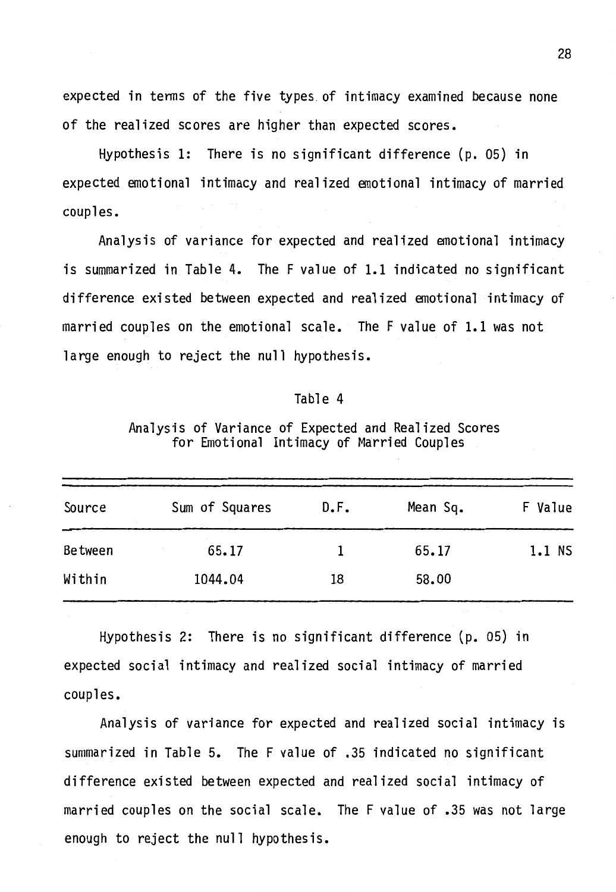expected in terms of the five types of intimacy examined because none of the realized scores are higher than expected scores.

Hypothesis 1: There is no significant difference (p. 05) in expected emotional intimacy and realized emotional intimacy of married couples.

Analysis of variance for expected and realized emotional intimacy is summarized in Table 4. The F value of 1.1 indicated no significant difference existed between expected and realized emotional intimacy of married couples on the emotional scale. The F value of 1.1 was not large enough to reject the null hypothesis.

Table 4

Analysis of Variance of Expected and Realized Scores for Emotional Intimacy of Married Couples

| Source | Sum of Squares | D.F. | Mean Sq. | F Value |
|---|---|---|---|---|
| Between | 65.17 | 1 | 65.17 | 1.1 NS |
| Within | 1044.04 | 18 | 58.00 | |

Hypothesis 2: There is no significant difference (p. 05) in expected social intimacy and realized social intimacy of married couples.

Analysis of variance for expected and realized social intimacy is summarized in Table 5. The F value of .35 indicated no significant difference existed between expected and realized social intimacy of married couples on the social scale. The F value of .35 was not large enough to reject the null hypothesis.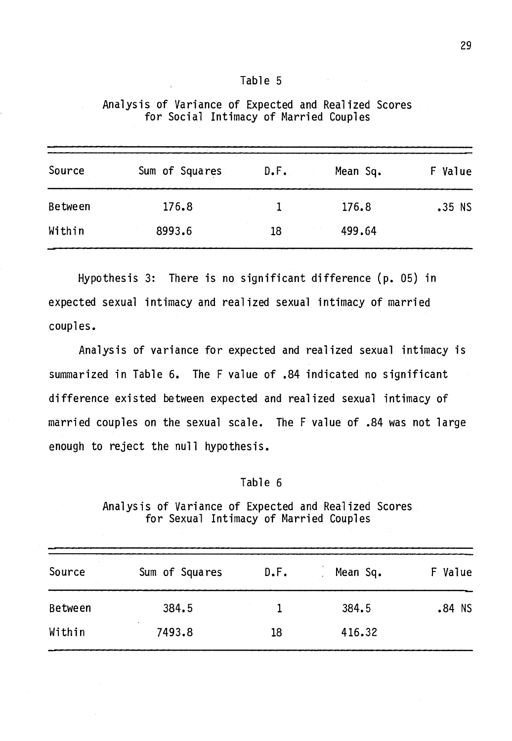Table 5

Analysis of Variance of Expected and Realized Scores for Social Intimacy of Married Couples

| Source | Sum of Squares | D.F. | Mean Sq. | F Value |
|---|---|---|---|---|
| Between | 176.8 | 1 | 176.8 | .35 NS |
| Within | 8993.6 | 18 | 499.64 | |

Hypothesis 3: There is no significant difference (p. 05) in expected sexual intimacy and realized sexual intimacy of married couples.

Analysis of variance for expected and realized sexual intimacy is summarized in Table 6. The F value of .84 indicated no significant difference existed between expected and realized sexual intimacy of married couples on the sexual scale. The F value of .84 was not large enough to reject the null hypothesis.

Table 6

Analysis of Variance of Expected and Realized Scores for Sexual Intimacy of Married Couples

| Source | Sum of Squares | D.F. | Mean Sq. | F Value |
|---|---|---|---|---|
| Between | 384.5 | 1 | 384.5 | .84 NS |
| Within | 7493.8 | 18 | 416.32 | |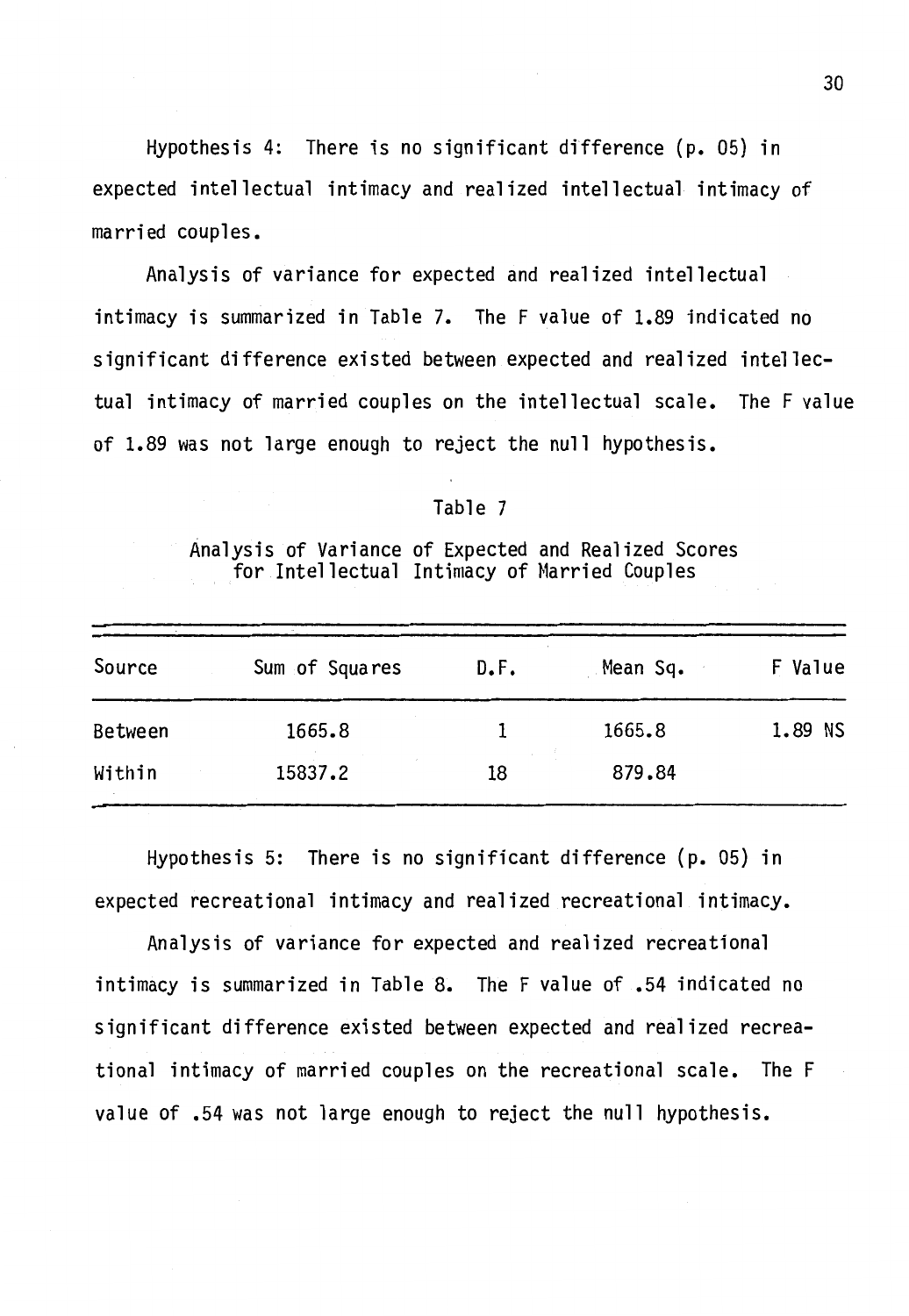Hypothesis 4: There is no significant difference (p. 05) in expected intellectual intimacy and realized intellectual intimacy of married couples.

Analysis of variance for expected and realized intellectual intimacy is summarized in Table 7. The F value of 1.89 indicated no significant difference existed between expected and realized intellectual intimacy of married couples on the intellectual scale. The F value of 1.89 was not large enough to reject the null hypothesis.

Table 7

Analysis of Variance of Expected and Realized Scores for Intellectual Intimacy of Married Couples

| Source | Sum of Squares | D.F. | Mean Sq. | F Value |
|---|---|---|---|---|
| Between | 1665.8 | 1 | 1665.8 | 1.89 NS |
| Within | 15837.2 | 18 | 879.84 | |

Hypothesis 5: There is no significant difference (p. 05) in expected recreational intimacy and realized recreational intimacy.

Analysis of variance for expected and realized recreational intimacy is summarized in Table 8. The F value of .54 indicated no significant difference existed between expected and realized recreational intimacy of married couples on the recreational scale. The F value of .54 was not large enough to reject the null hypothesis.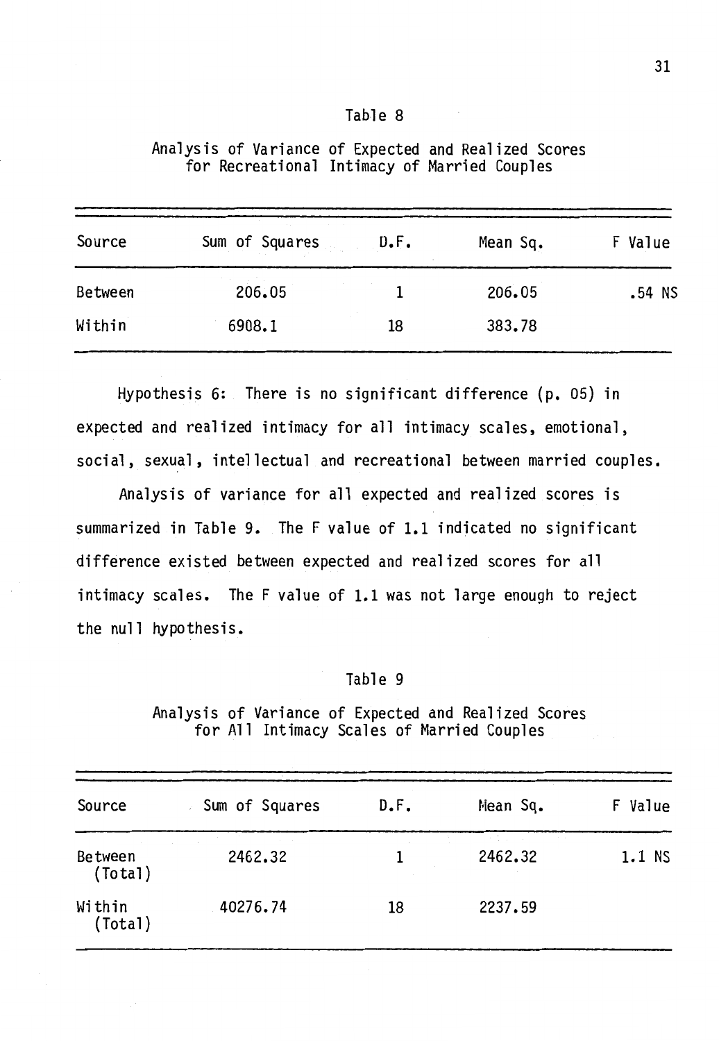Table 8

Analysis of Variance of Expected and Realized Scores for Recreational Intimacy of Married Couples

| Source | Sum of Squares | D.F. | Mean Sq. | F Value |
|---|---|---|---|---|
| Between | 206.05 | 1 | 206.05 | .54 NS |
| Within | 6908.1 | 18 | 383.78 | |

Hypothesis 6: There is no significant difference (p. 05) in expected and realized intimacy for all intimacy scales, emotional, social, sexual, intellectual and recreational between married couples.

Analysis of variance for all expected and realized scores is summarized in Table 9. The F value of 1.1 indicated no significant difference existed between expected and realized scores for all intimacy scales. The F value of 1.1 was not large enough to reject the null hypothesis.

Table 9

Analysis of Variance of Expected and Realized Scores for All Intimacy Scales of Married Couples

| Source | Sum of Squares | D.F. | Mean Sq. | F Value |
|---|---|---|---|---|
| Between (Total) | 2462.32 | 1 | 2462.32 | 1.1 NS |
| Within (Total) | 40276.74 | 18 | 2237.59 | |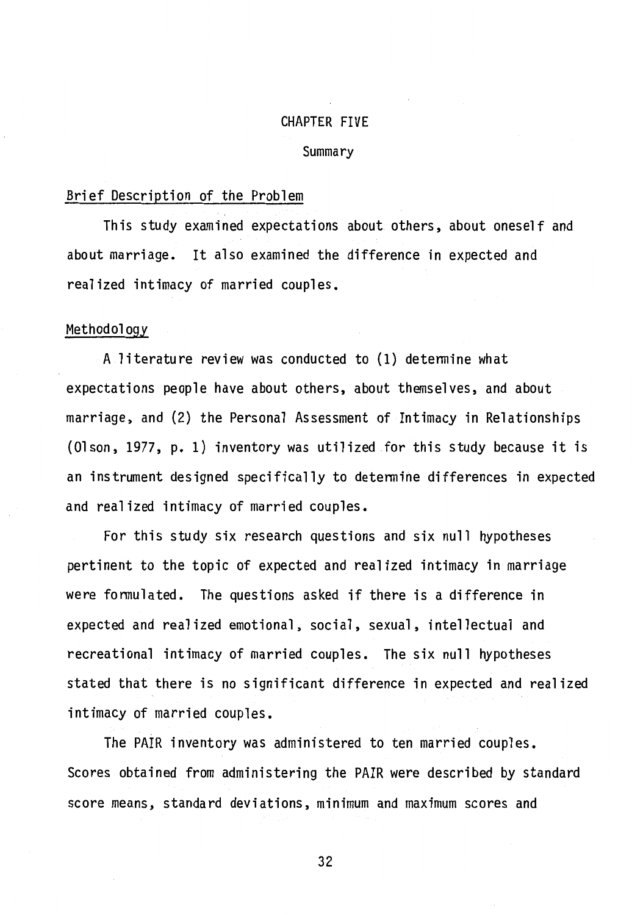# CHAPTER FIVE

## Summary

### Brief Description of the Problem

This study examined expectations about others, about oneself and about marriage. It also examined the difference in expected and realized intimacy of married couples.

### Methodology

A literature review was conducted to (1) determine what expectations people have about others, about themselves, and about marriage, and (2) the Personal Assessment of Intimacy in Relationships (Olson, 1977, p. 1) inventory was utilized for this study because it is an instrument designed specifically to determine differences in expected and realized intimacy of married couples.

For this study six research questions and six null hypotheses pertinent to the topic of expected and realized intimacy in marriage were formulated. The questions asked if there is a difference in expected and realized emotional, social, sexual, intellectual and recreational intimacy of married couples. The six null hypotheses stated that there is no significant difference in expected and realized intimacy of married couples.

The PAIR inventory was administered to ten married couples. Scores obtained from administering the PAIR were described by standard score means, standard deviations, minimum and maximum scores and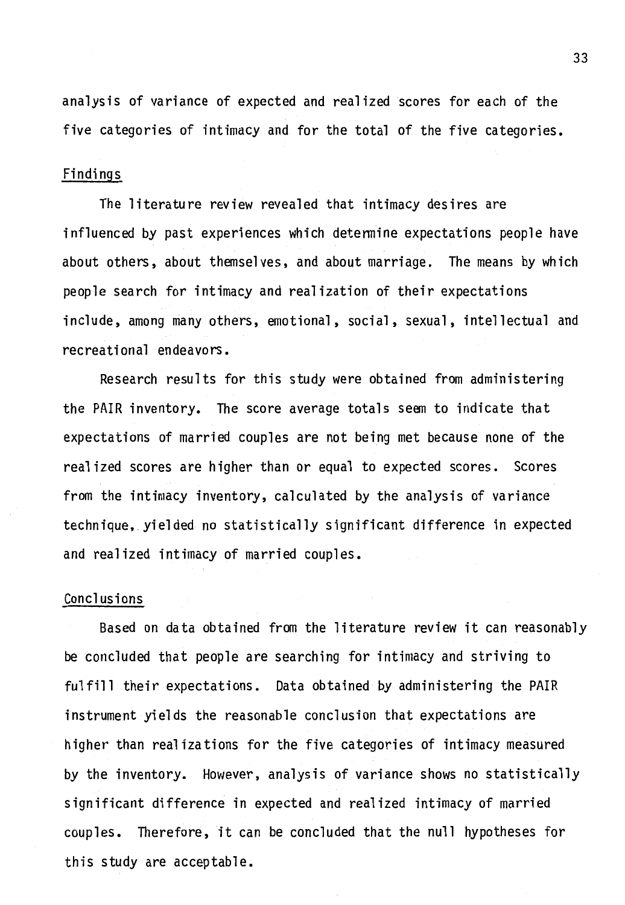analysis of variance of expected and realized scores for each of the five categories of intimacy and for the total of the five categories.

## Findings

The literature review revealed that intimacy desires are influenced by past experiences which determine expectations people have about others, about themselves, and about marriage. The means by which people search for intimacy and realization of their expectations include, among many others, emotional, social, sexual, intellectual and recreational endeavors.

Research results for this study were obtained from administering the PAIR inventory. The score average totals seem to indicate that expectations of married couples are not being met because none of the realized scores are higher than or equal to expected scores. Scores from the intimacy inventory, calculated by the analysis of variance technique, yielded no statistically significant difference in expected and realized intimacy of married couples.

## Conclusions

Based on data obtained from the literature review it can reasonably be concluded that people are searching for intimacy and striving to fulfill their expectations. Data obtained by administering the PAIR instrument yields the reasonable conclusion that expectations are higher than realizations for the five categories of intimacy measured by the inventory. However, analysis of variance shows no statistically significant difference in expected and realized intimacy of married couples. Therefore, it can be concluded that the null hypotheses for this study are acceptable.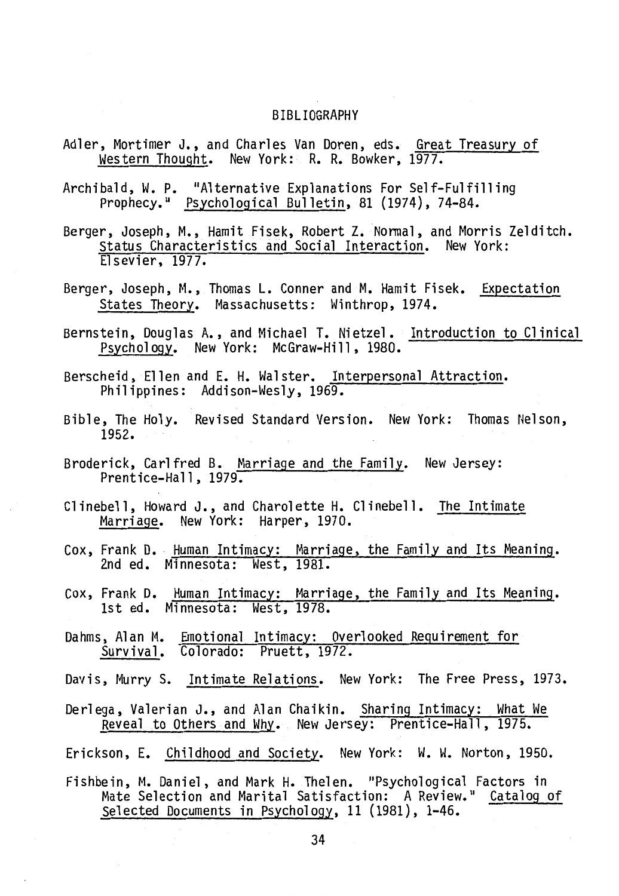# BIBLIOGRAPHY

Adler, Mortimer J., and Charles Van Doren, eds. Great Treasury of Western Thought. New York: R. R. Bowker, 1977.

Archibald, W. P. "Alternative Explanations For Self-Fulfilling Prophecy." Psychological Bulletin, 81 (1974), 74-84.

Berger, Joseph, M., Hamit Fisek, Robert Z. Normal, and Morris Zelditch. Status Characteristics and Social Interaction. New York: Elsevier, 1977.

Berger, Joseph, M., Thomas L. Conner and M. Hamit Fisek. Expectation States Theory. Massachusetts: Winthrop, 1974.

Bernstein, Douglas A., and Michael T. Nietzel. Introduction to Clinical Psychology. New York: McGraw-Hill, 1980.

Berscheid, Ellen and E. H. Walster. Interpersonal Attraction. Philippines: Addison-Wesly, 1969.

Bible, The Holy. Revised Standard Version. New York: Thomas Nelson, 1952.

Broderick, Carlfred B. Marriage and the Family. New Jersey: Prentice-Hall, 1979.

Clinebell, Howard J., and Charolette H. Clinebell. The Intimate Marriage. New York: Harper, 1970.

Cox, Frank D. Human Intimacy: Marriage, the Family and Its Meaning. 2nd ed. Minnesota: West, 1981.

Cox, Frank D. Human Intimacy: Marriage, the Family and Its Meaning. 1st ed. Minnesota: West, 1978.

Dahms, Alan M. Emotional Intimacy: Overlooked Requirement for Survival. Colorado: Pruett, 1972.

Davis, Murry S. Intimate Relations. New York: The Free Press, 1973.

Derlega, Valerian J., and Alan Chaikin. Sharing Intimacy: What We Reveal to Others and Why. New Jersey: Prentice-Hall, 1975.

Erickson, E. Childhood and Society. New York: W. W. Norton, 1950.

Fishbein, M. Daniel, and Mark H. Thelen. "Psychological Factors in Mate Selection and Marital Satisfaction: A Review." Catalog of Selected Documents in Psychology, 11 (1981), 1-46.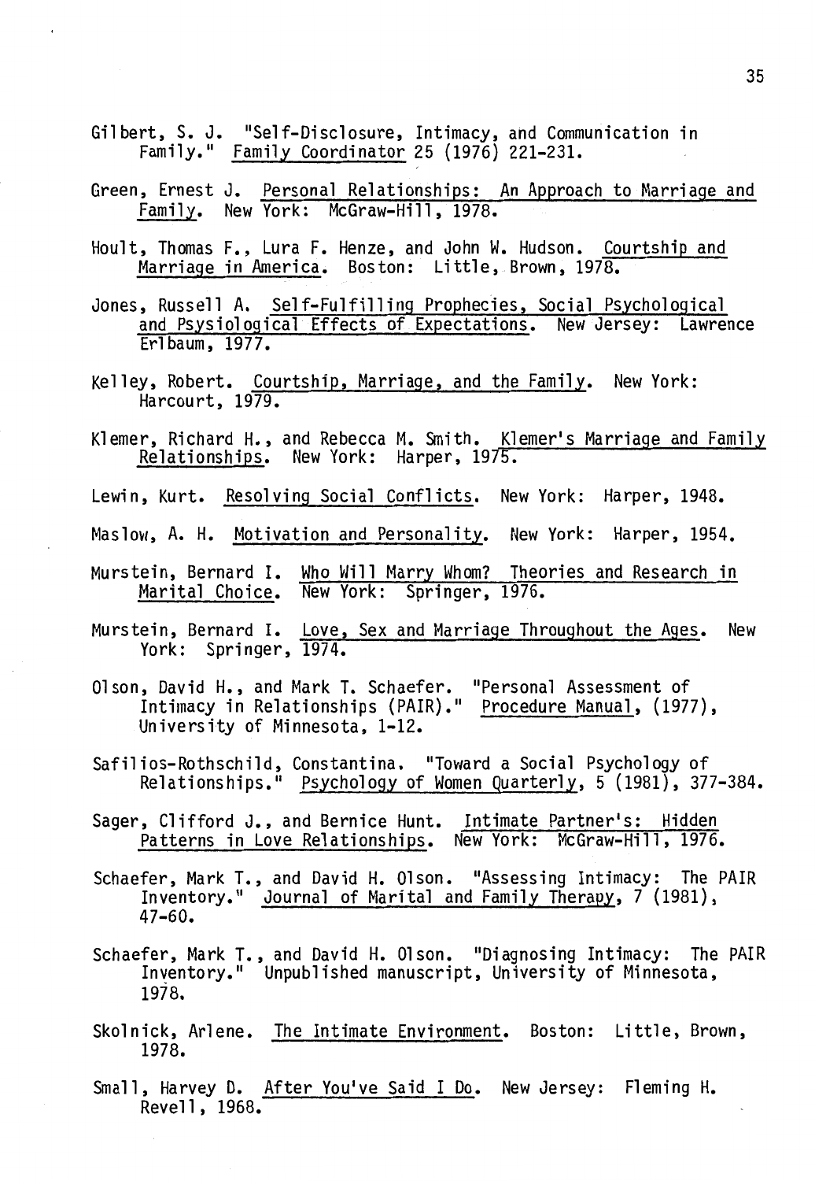Gilbert, S. J. "Self-Disclosure, Intimacy, and Communication in Family." Family Coordinator 25 (1976) 221-231.

Green, Ernest J. Personal Relationships: An Approach to Marriage and Family. New York: McGraw-Hill, 1978.

Hoult, Thomas F., Lura F. Henze, and John W. Hudson. Courtship and Marriage in America. Boston: Little, Brown, 1978.

Jones, Russell A. Self-Fulfilling Prophecies, Social Psychological and Psysiological Effects of Expectations. New Jersey: Lawrence Erlbaum, 1977.

Kelley, Robert. Courtship, Marriage, and the Family. New York: Harcourt, 1979.

Klemer, Richard H., and Rebecca M. Smith. Klemer's Marriage and Family Relationships. New York: Harper, 1975.

Lewin, Kurt. Resolving Social Conflicts. New York: Harper, 1948.

Maslow, A. H. Motivation and Personality. New York: Harper, 1954.

Murstein, Bernard I. Who Will Marry Whom? Theories and Research in Marital Choice. New York: Springer, 1976.

Murstein, Bernard I. Love, Sex and Marriage Throughout the Ages. New York: Springer, 1974.

Olson, David H., and Mark T. Schaefer. "Personal Assessment of Intimacy in Relationships (PAIR)." Procedure Manual, (1977), University of Minnesota, 1-12.

Safilios-Rothschild, Constantina. "Toward a Social Psychology of Relationships." Psychology of Women Quarterly, 5 (1981), 377-384.

Sager, Clifford J., and Bernice Hunt. Intimate Partner's: Hidden Patterns in Love Relationships. New York: McGraw-Hill, 1976.

Schaefer, Mark T., and David H. Olson. "Assessing Intimacy: The PAIR Inventory." Journal of Marital and Family Therapy, 7 (1981), 47-60.

Schaefer, Mark T., and David H. Olson. "Diagnosing Intimacy: The PAIR Inventory." Unpublished manuscript, University of Minnesota, 1978.

Skolnick, Arlene. The Intimate Environment. Boston: Little, Brown, 1978.

Small, Harvey D. After You've Said I Do. New Jersey: Fleming H. Revell, 1968.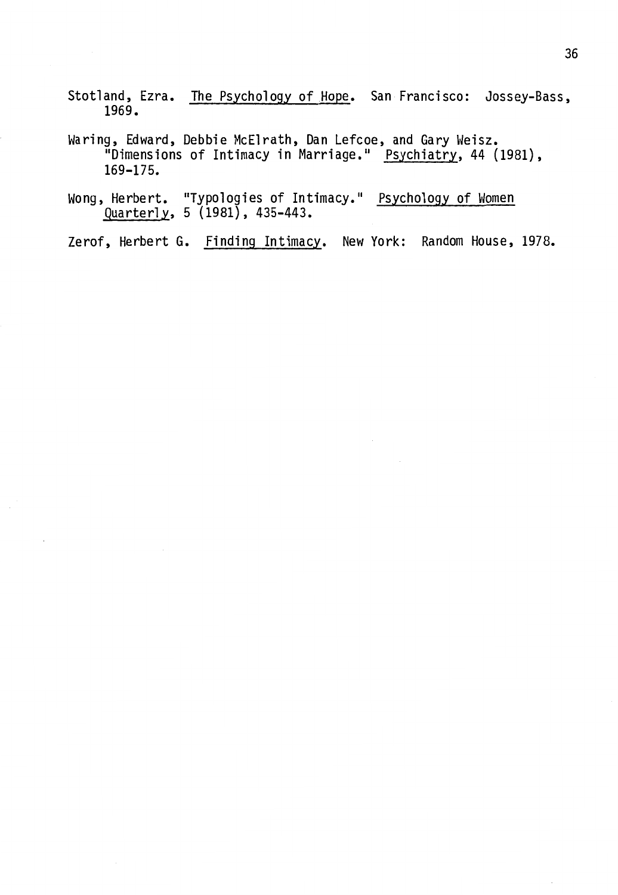Stotland, Ezra. _The Psychology of Hope_. San Francisco: Jossey-Bass, 1969.

Waring, Edward, Debbie McElrath, Dan Lefcoe, and Gary Weisz. "Dimensions of Intimacy in Marriage." _Psychiatry_, 44 (1981), 169-175.

Wong, Herbert. "Typologies of Intimacy." _Psychology of Women Quarterly_, 5 (1981), 435-443.

Zerof, Herbert G. _Finding Intimacy_. New York: Random House, 1978.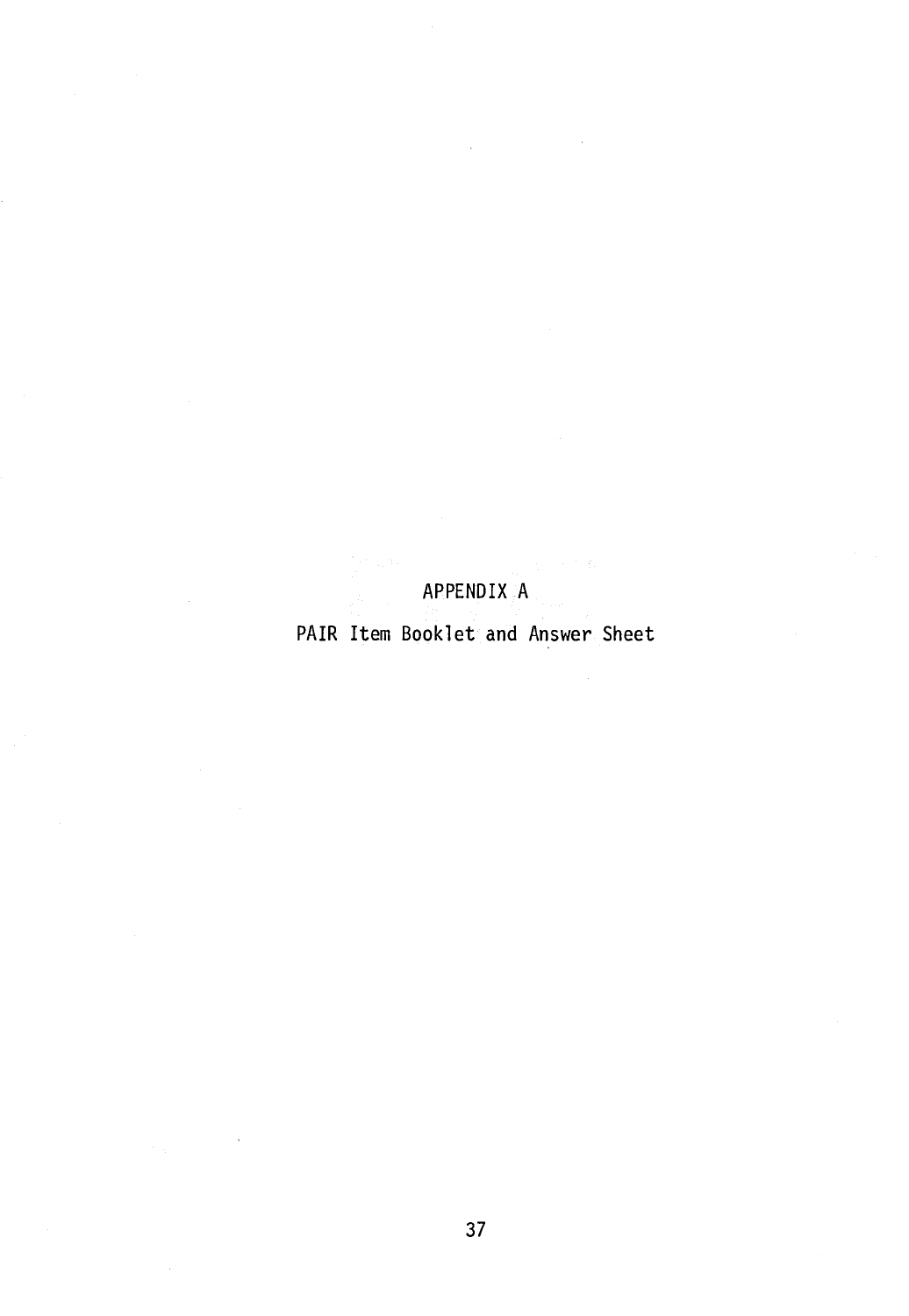# APPENDIX A

## PAIR Item Booklet and Answer Sheet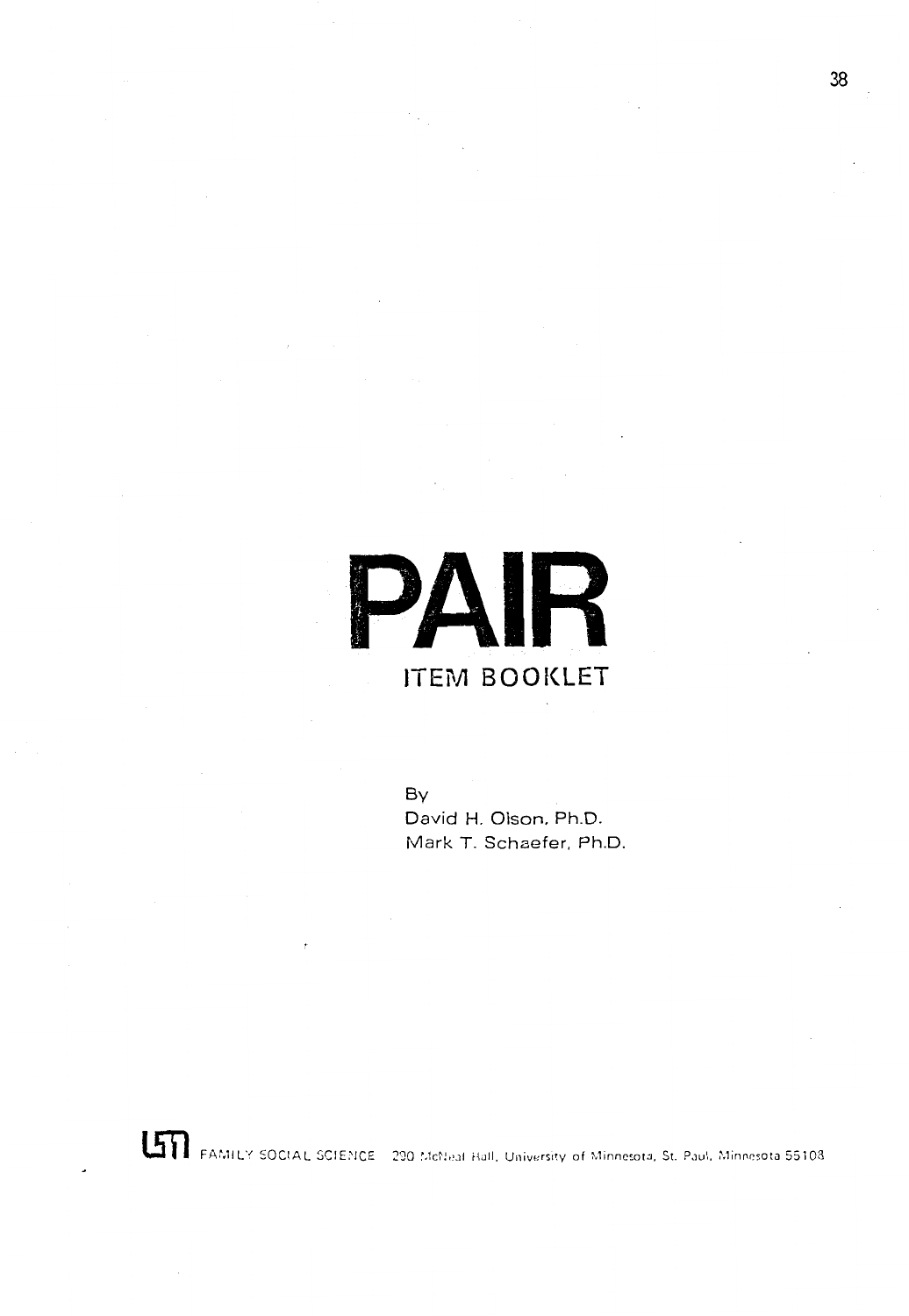# PAIR

## ITEM BOOKLET

By
David H. Olson, Ph.D.
Mark T. Schaefer, Ph.D.

FAMILY SOCIAL SCIENCE 290 McNeal Hall, University of Minnesota, St. Paul, Minnesota 55108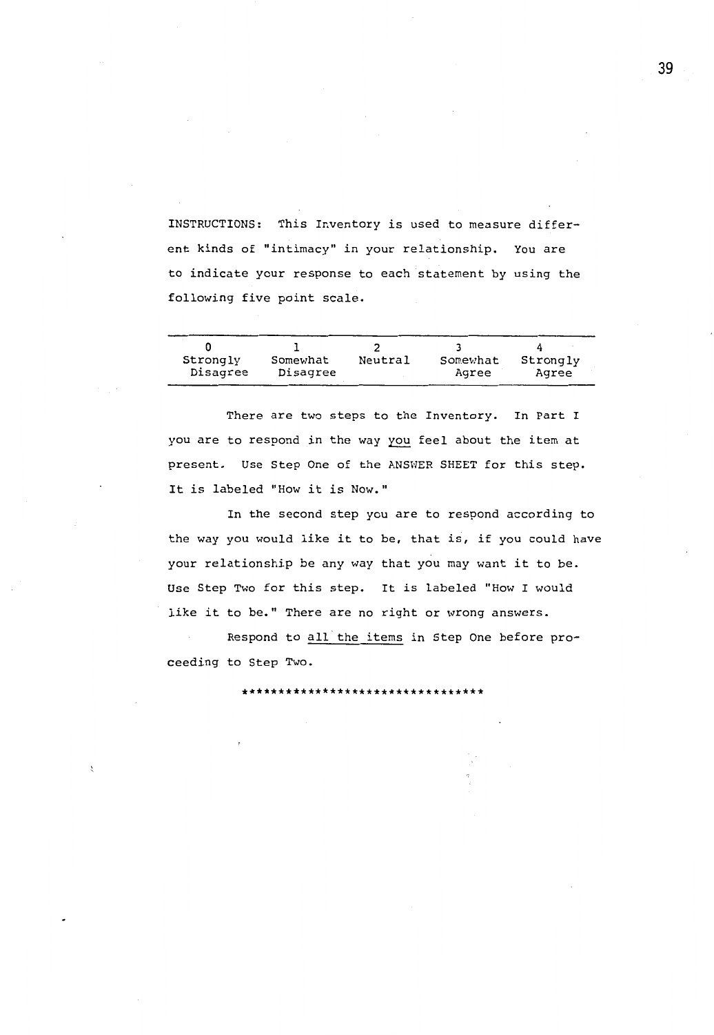INSTRUCTIONS: This Inventory is used to measure different kinds of "intimacy" in your relationship. You are to indicate your response to each statement by using the following five point scale.

| 0 | 1 | 2 | 3 | 4 |
|---|---|---|---|---|
| Strongly Disagree | Somewhat Disagree | Neutral | Somewhat Agree | Strongly Agree |

There are two steps to the Inventory. In Part I you are to respond in the way you feel about the item at present. Use Step One of the ANSWER SHEET for this step. It is labeled "How it is Now."

In the second step you are to respond according to the way you would like it to be, that is, if you could have your relationship be any way that you may want it to be. Use Step Two for this step. It is labeled "How I would like it to be." There are no right or wrong answers.

Respond to all the items in Step One before proceeding to Step Two.

*******************************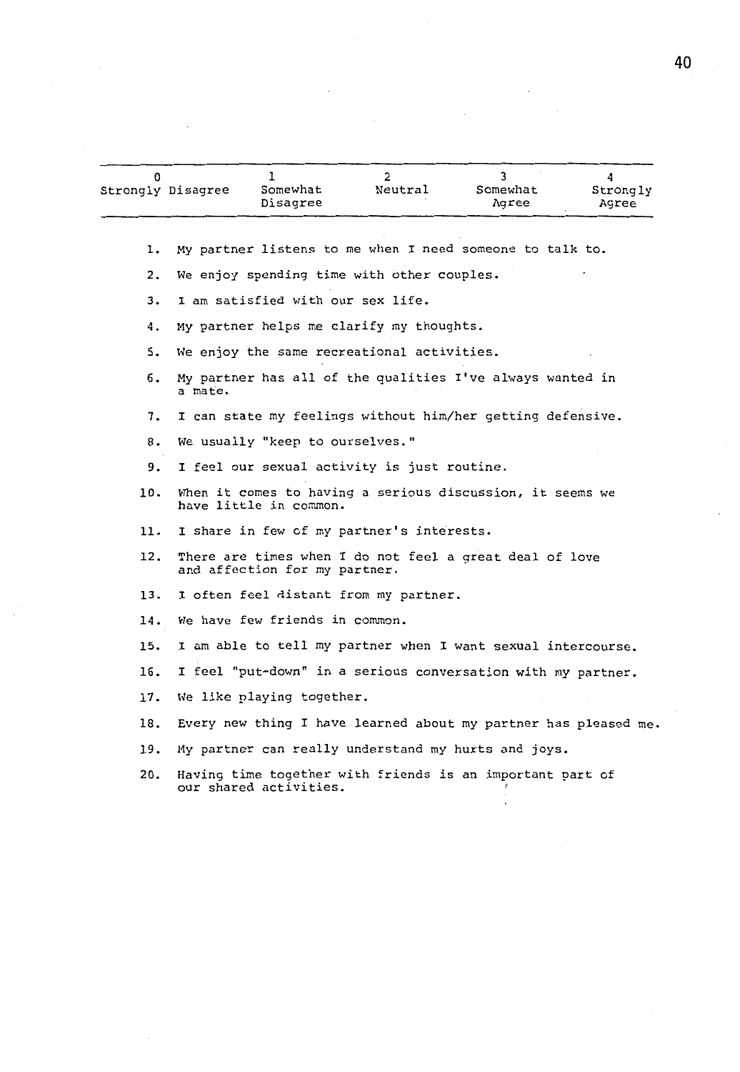| 0 | 1 | 2 | 3 | 4 |
|---|---|---|---|---|
| Strongly Disagree | Somewhat Disagree | Neutral | Somewhat Agree | Strongly Agree |

1. My partner listens to me when I need someone to talk to.
2. We enjoy spending time with other couples.
3. I am satisfied with our sex life.
4. My partner helps me clarify my thoughts.
5. We enjoy the same recreational activities.
6. My partner has all of the qualities I've always wanted in a mate.
7. I can state my feelings without him/her getting defensive.
8. We usually "keep to ourselves."
9. I feel our sexual activity is just routine.
10. When it comes to having a serious discussion, it seems we have little in common.
11. I share in few of my partner's interests.
12. There are times when I do not feel a great deal of love and affection for my partner.
13. I often feel distant from my partner.
14. We have few friends in common.
15. I am able to tell my partner when I want sexual intercourse.
16. I feel "put-down" in a serious conversation with my partner.
17. We like playing together.
18. Every new thing I have learned about my partner has pleased me.
19. My partner can really understand my hurts and joys.
20. Having time together with friends is an important part of our shared activities.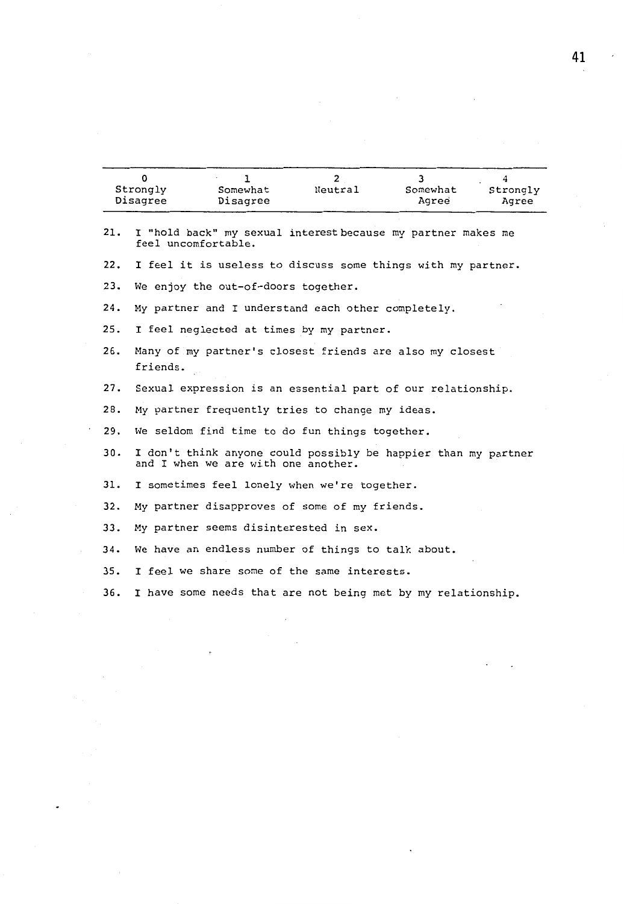| 0 | 1 | 2 | 3 | 4 |
|---|---|---|---|---|
| Strongly Disagree | Somewhat Disagree | Neutral | Somewhat Agree | Strongly Agree |

21. I "hold back" my sexual interest because my partner makes me feel uncomfortable.

22. I feel it is useless to discuss some things with my partner.

23. We enjoy the out-of-doors together.

24. My partner and I understand each other completely.

25. I feel neglected at times by my partner.

26. Many of my partner's closest friends are also my closest friends.

27. Sexual expression is an essential part of our relationship.

28. My partner frequently tries to change my ideas.

29. We seldom find time to do fun things together.

30. I don't think anyone could possibly be happier than my partner and I when we are with one another.

31. I sometimes feel lonely when we're together.

32. My partner disapproves of some of my friends.

33. My partner seems disinterested in sex.

34. We have an endless number of things to talk about.

35. I feel we share some of the same interests.

36. I have some needs that are not being met by my relationship.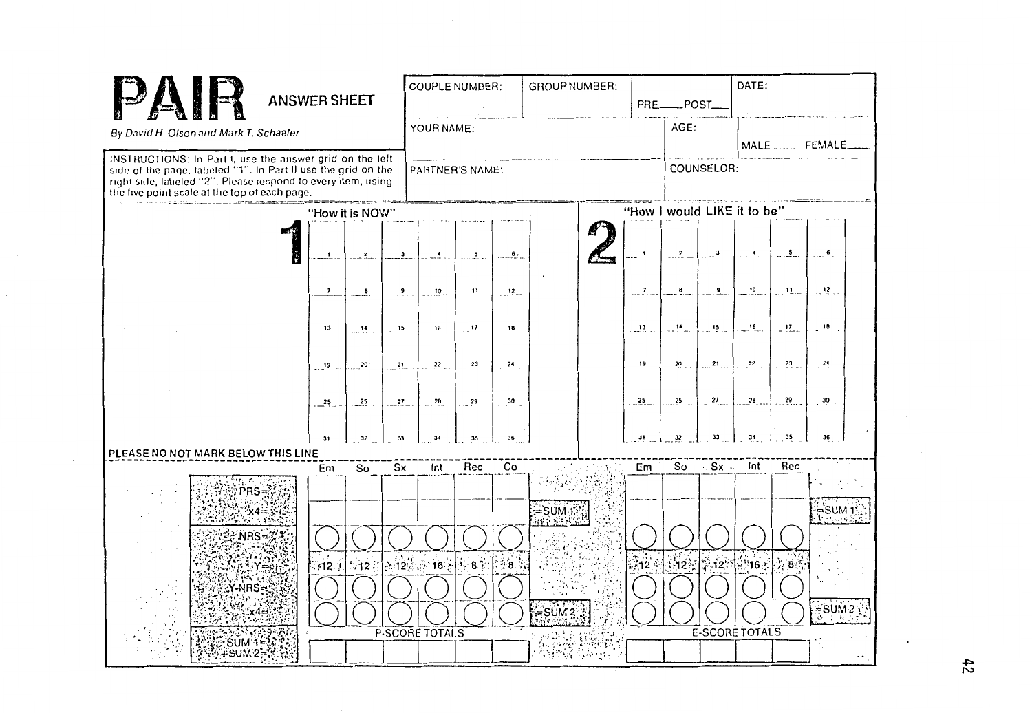# PAIR ANSWER SHEET

*By David H. Olson and Mark T. Schaefer*

| COUPLE NUMBER: | GROUP NUMBER: | PRE\_\_\_ POST\_\_\_ | DATE: |
|---|---|---|---|
| YOUR NAME: | | AGE: | MALE\_\_\_\_ FEMALE\_\_\_\_ |
| PARTNER'S NAME: | | COUNSELOR: | |

INSTRUCTIONS: In Part I, use the answer grid on the left side of the page, labeled "1". In Part II use the grid on the right side, labeled "2". Please respond to every item, using the five point scale at the top of each page.

## 1 "How it is NOW"

| | | | | | |
|---|---|---|---|---|---|
| 1 | 2 | 3 | 4 | 5 | 6 |
| 7 | 8 | 9 | 10 | 11 | 12 |
| 13 | 14 | 15 | 16 | 17 | 18 |
| 19 | 20 | 21 | 22 | 23 | 24 |
| 25 | 25 | 27 | 28 | 29 | 30 |
| 31 | 32 | 33 | 34 | 35 | 36 |

## 2 "How I would LIKE it to be"

| | | | | | |
|---|---|---|---|---|---|
| 1 | 2 | 3 | 4 | 5 | 6 |
| 7 | 8 | 9 | 10 | 11 | 12 |
| 13 | 14 | 15 | 16 | 17 | 18 |
| 19 | 20 | 21 | 22 | 23 | 24 |
| 25 | 25 | 27 | 28 | 29 | 30 |
| 31 | 32 | 33 | 34 | 35 | 36 |

PLEASE NO NOT MARK BELOW THIS LINE

| | Em | So | Sx | Int | Rec | Co | |
|---|---|---|---|---|---|---|---|
| PRS= | | | | | | | |
| x4= | | | | | | | =SUM 1 |
| NRS= | | | | | | | |
| Y= | 12 | 12 | 12 | 16 | 8 | 8 | |
| Y-NRS= | | | | | | | |
| x4= | | | | | | | =SUM 2 |
| SUM 1+SUM 2= | P-SCORE TOTALS | | | | | | |

| Em | So | Sx | Int | Rec | |
|---|---|---|---|---|---|
| | | | | | |
| | | | | | =SUM 1 |
| | | | | | |
| 12 | 12 | 12 | 16 | 8 | |
| | | | | | |
| | | | | | =SUM 2 |
| E-SCORE TOTALS | | | | | |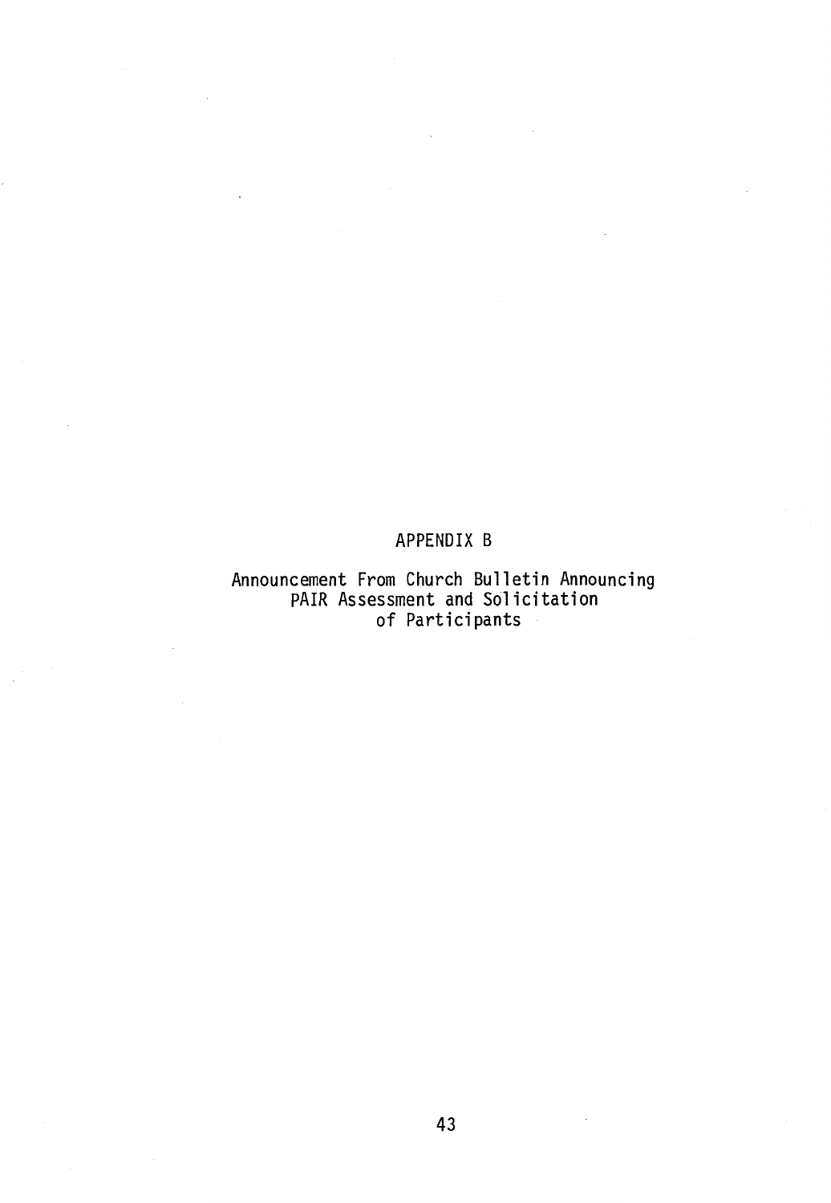# APPENDIX B

## Announcement From Church Bulletin Announcing PAIR Assessment and Solicitation of Participants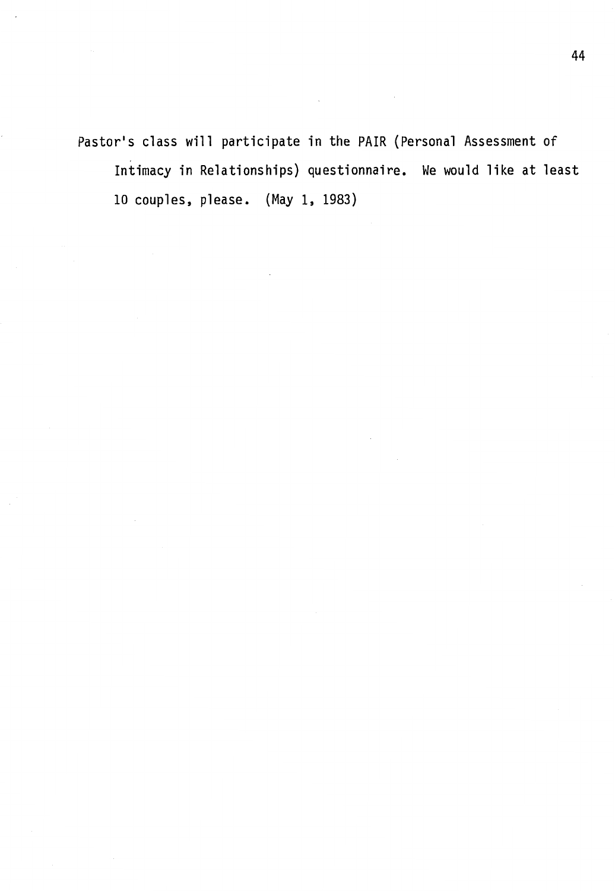Pastor's class will participate in the PAIR (Personal Assessment of Intimacy in Relationships) questionnaire. We would like at least 10 couples, please. (May 1, 1983)